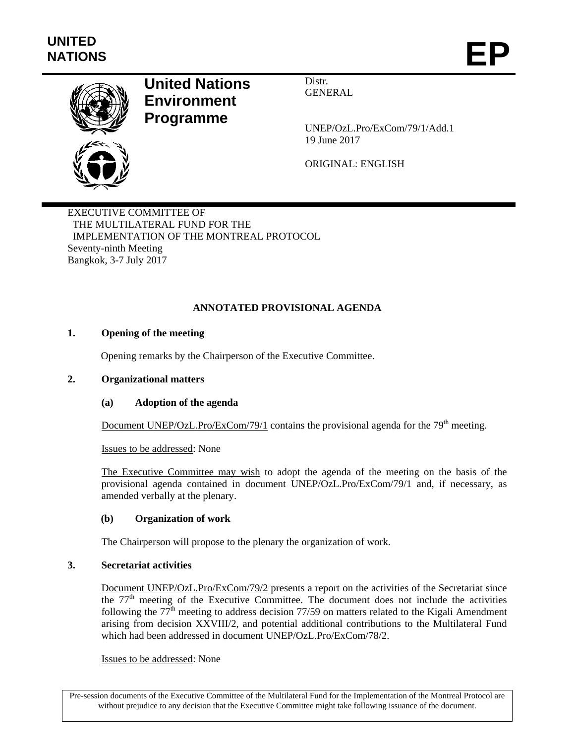UNITED NATIONS

# EP

**United Nations Environment Programme**

Distr.
GENERAL

UNEP/OzL.Pro/ExCom/79/1/Add.1
19 June 2017

ORIGINAL: ENGLISH

EXECUTIVE COMMITTEE OF
THE MULTILATERAL FUND FOR THE
IMPLEMENTATION OF THE MONTREAL PROTOCOL
Seventy-ninth Meeting
Bangkok, 3-7 July 2017

## ANNOTATED PROVISIONAL AGENDA

### 1. Opening of the meeting

Opening remarks by the Chairperson of the Executive Committee.

### 2. Organizational matters

#### (a) Adoption of the agenda

Document UNEP/OzL.Pro/ExCom/79/1 contains the provisional agenda for the 79th meeting.

Issues to be addressed: None

The Executive Committee may wish to adopt the agenda of the meeting on the basis of the provisional agenda contained in document UNEP/OzL.Pro/ExCom/79/1 and, if necessary, as amended verbally at the plenary.

#### (b) Organization of work

The Chairperson will propose to the plenary the organization of work.

### 3. Secretariat activities

Document UNEP/OzL.Pro/ExCom/79/2 presents a report on the activities of the Secretariat since the 77th meeting of the Executive Committee. The document does not include the activities following the 77th meeting to address decision 77/59 on matters related to the Kigali Amendment arising from decision XXVIII/2, and potential additional contributions to the Multilateral Fund which had been addressed in document UNEP/OzL.Pro/ExCom/78/2.

Issues to be addressed: None

Pre-session documents of the Executive Committee of the Multilateral Fund for the Implementation of the Montreal Protocol are without prejudice to any decision that the Executive Committee might take following issuance of the document.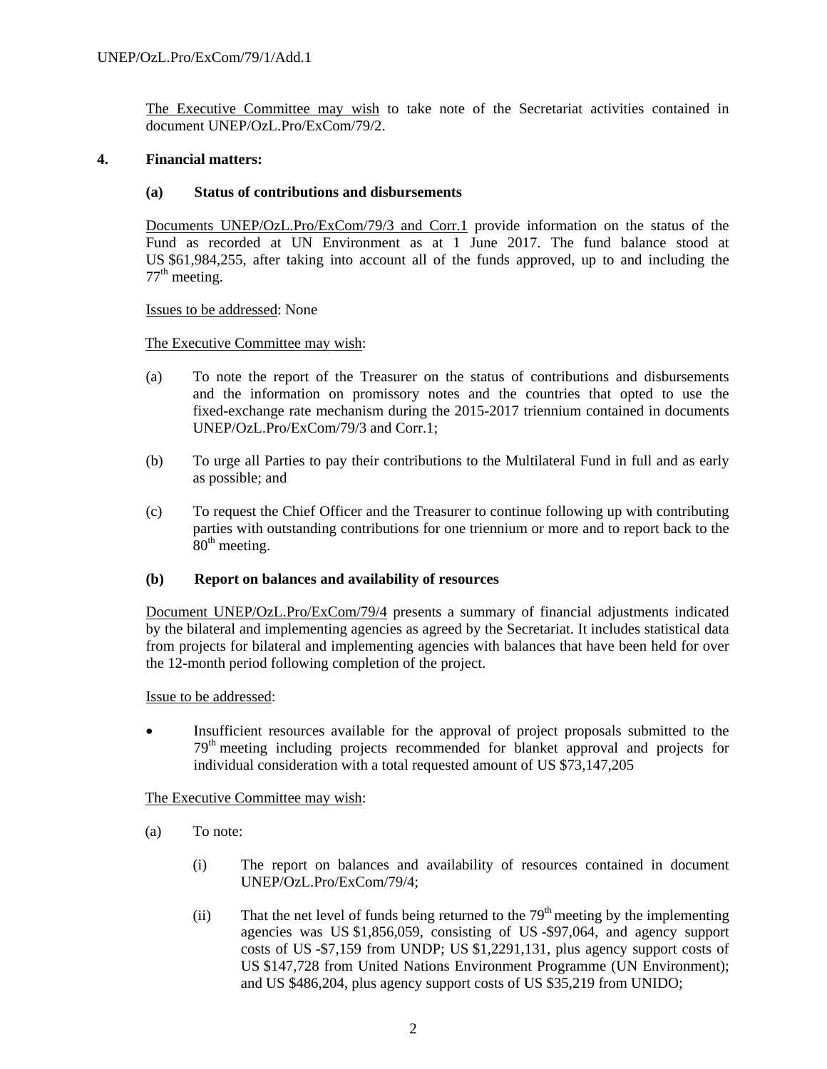The Executive Committee may wish to take note of the Secretariat activities contained in document UNEP/OzL.Pro/ExCom/79/2.

**4. Financial matters:**

**(a) Status of contributions and disbursements**

Documents UNEP/OzL.Pro/ExCom/79/3 and Corr.1 provide information on the status of the Fund as recorded at UN Environment as at 1 June 2017. The fund balance stood at US $61,984,255, after taking into account all of the funds approved, up to and including the 77th meeting.

Issues to be addressed: None

The Executive Committee may wish:

(a) To note the report of the Treasurer on the status of contributions and disbursements and the information on promissory notes and the countries that opted to use the fixed-exchange rate mechanism during the 2015-2017 triennium contained in documents UNEP/OzL.Pro/ExCom/79/3 and Corr.1;

(b) To urge all Parties to pay their contributions to the Multilateral Fund in full and as early as possible; and

(c) To request the Chief Officer and the Treasurer to continue following up with contributing parties with outstanding contributions for one triennium or more and to report back to the 80th meeting.

**(b) Report on balances and availability of resources**

Document UNEP/OzL.Pro/ExCom/79/4 presents a summary of financial adjustments indicated by the bilateral and implementing agencies as agreed by the Secretariat. It includes statistical data from projects for bilateral and implementing agencies with balances that have been held for over the 12-month period following completion of the project.

Issue to be addressed:

- Insufficient resources available for the approval of project proposals submitted to the 79th meeting including projects recommended for blanket approval and projects for individual consideration with a total requested amount of US $73,147,205

The Executive Committee may wish:

(a) To note:

(i) The report on balances and availability of resources contained in document UNEP/OzL.Pro/ExCom/79/4;

(ii) That the net level of funds being returned to the 79th meeting by the implementing agencies was US $1,856,059, consisting of US -$97,064, and agency support costs of US -$7,159 from UNDP; US $1,2291,131, plus agency support costs of US $147,728 from United Nations Environment Programme (UN Environment); and US $486,204, plus agency support costs of US $35,219 from UNIDO;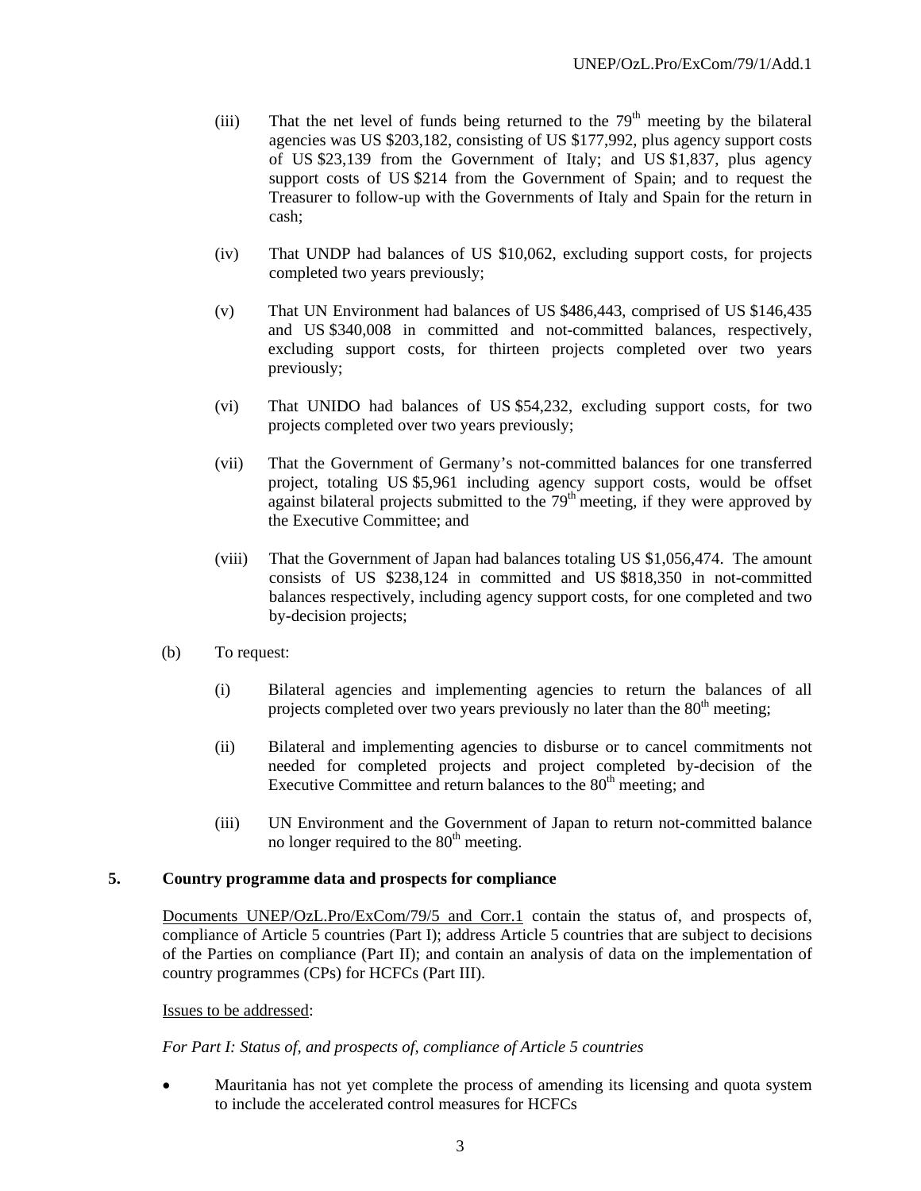(iii) That the net level of funds being returned to the 79th meeting by the bilateral agencies was US $203,182, consisting of US $177,992, plus agency support costs of US $23,139 from the Government of Italy; and US $1,837, plus agency support costs of US $214 from the Government of Spain; and to request the Treasurer to follow-up with the Governments of Italy and Spain for the return in cash;

(iv) That UNDP had balances of US $10,062, excluding support costs, for projects completed two years previously;

(v) That UN Environment had balances of US $486,443, comprised of US $146,435 and US $340,008 in committed and not-committed balances, respectively, excluding support costs, for thirteen projects completed over two years previously;

(vi) That UNIDO had balances of US $54,232, excluding support costs, for two projects completed over two years previously;

(vii) That the Government of Germany's not-committed balances for one transferred project, totaling US $5,961 including agency support costs, would be offset against bilateral projects submitted to the 79th meeting, if they were approved by the Executive Committee; and

(viii) That the Government of Japan had balances totaling US $1,056,474. The amount consists of US $238,124 in committed and US $818,350 in not-committed balances respectively, including agency support costs, for one completed and two by-decision projects;

(b) To request:

(i) Bilateral agencies and implementing agencies to return the balances of all projects completed over two years previously no later than the 80th meeting;

(ii) Bilateral and implementing agencies to disburse or to cancel commitments not needed for completed projects and project completed by-decision of the Executive Committee and return balances to the 80th meeting; and

(iii) UN Environment and the Government of Japan to return not-committed balance no longer required to the 80th meeting.

## 5. Country programme data and prospects for compliance

Documents UNEP/OzL.Pro/ExCom/79/5 and Corr.1 contain the status of, and prospects of, compliance of Article 5 countries (Part I); address Article 5 countries that are subject to decisions of the Parties on compliance (Part II); and contain an analysis of data on the implementation of country programmes (CPs) for HCFCs (Part III).

Issues to be addressed:

*For Part I: Status of, and prospects of, compliance of Article 5 countries*

- Mauritania has not yet complete the process of amending its licensing and quota system to include the accelerated control measures for HCFCs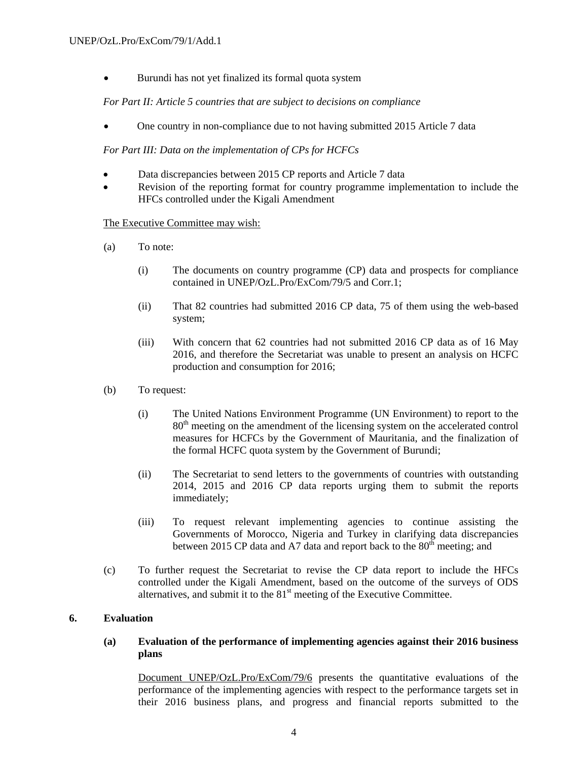- Burundi has not yet finalized its formal quota system

*For Part II: Article 5 countries that are subject to decisions on compliance*

- One country in non-compliance due to not having submitted 2015 Article 7 data

*For Part III: Data on the implementation of CPs for HCFCs*

- Data discrepancies between 2015 CP reports and Article 7 data
- Revision of the reporting format for country programme implementation to include the HFCs controlled under the Kigali Amendment

<u>The Executive Committee may wish:</u>

(a) To note:

(i) The documents on country programme (CP) data and prospects for compliance contained in UNEP/OzL.Pro/ExCom/79/5 and Corr.1;

(ii) That 82 countries had submitted 2016 CP data, 75 of them using the web-based system;

(iii) With concern that 62 countries had not submitted 2016 CP data as of 16 May 2016, and therefore the Secretariat was unable to present an analysis on HCFC production and consumption for 2016;

(b) To request:

(i) The United Nations Environment Programme (UN Environment) to report to the 80th meeting on the amendment of the licensing system on the accelerated control measures for HCFCs by the Government of Mauritania, and the finalization of the formal HCFC quota system by the Government of Burundi;

(ii) The Secretariat to send letters to the governments of countries with outstanding 2014, 2015 and 2016 CP data reports urging them to submit the reports immediately;

(iii) To request relevant implementing agencies to continue assisting the Governments of Morocco, Nigeria and Turkey in clarifying data discrepancies between 2015 CP data and A7 data and report back to the 80th meeting; and

(c) To further request the Secretariat to revise the CP data report to include the HFCs controlled under the Kigali Amendment, based on the outcome of the surveys of ODS alternatives, and submit it to the 81st meeting of the Executive Committee.

## 6. Evaluation

### (a) Evaluation of the performance of implementing agencies against their 2016 business plans

<u>Document UNEP/OzL.Pro/ExCom/79/6</u> presents the quantitative evaluations of the performance of the implementing agencies with respect to the performance targets set in their 2016 business plans, and progress and financial reports submitted to the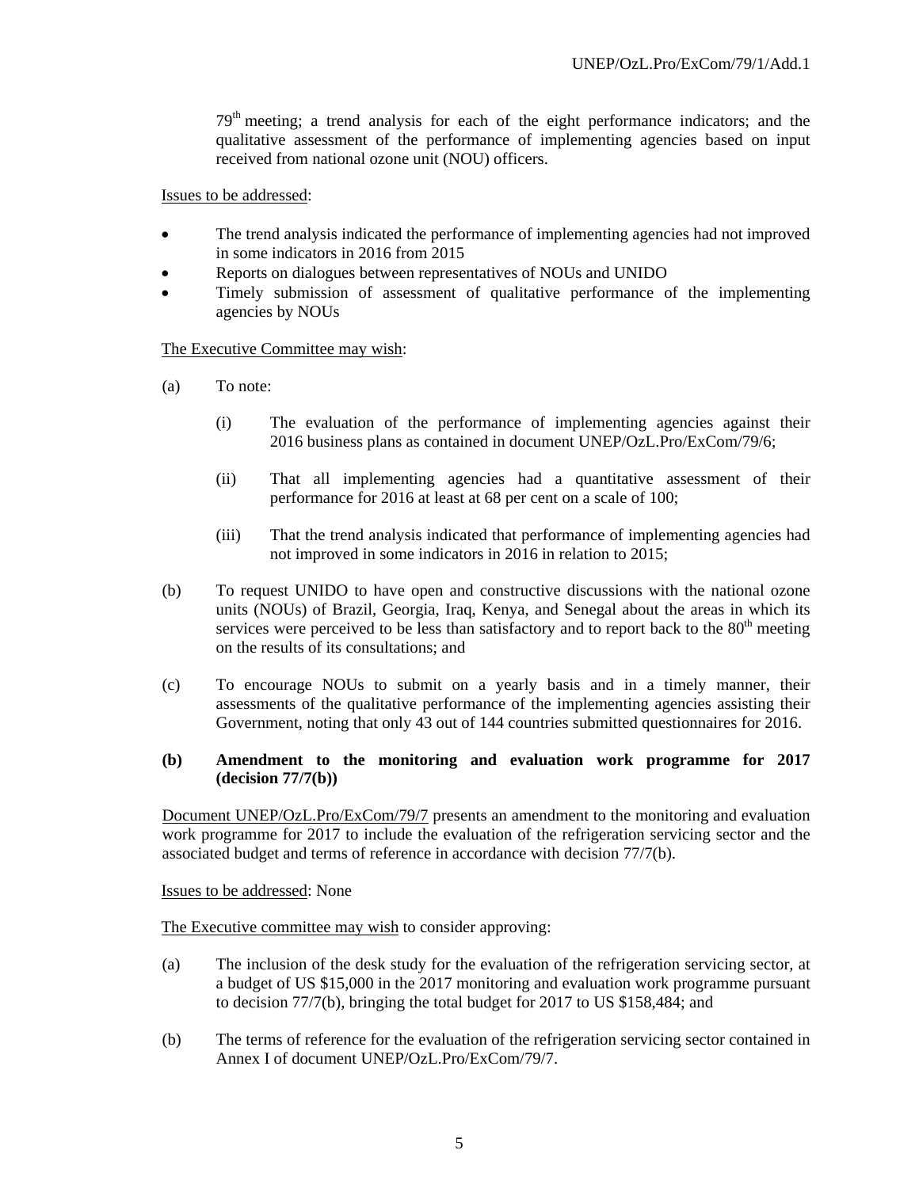79th meeting; a trend analysis for each of the eight performance indicators; and the qualitative assessment of the performance of implementing agencies based on input received from national ozone unit (NOU) officers.

Issues to be addressed:

- The trend analysis indicated the performance of implementing agencies had not improved in some indicators in 2016 from 2015
- Reports on dialogues between representatives of NOUs and UNIDO
- Timely submission of assessment of qualitative performance of the implementing agencies by NOUs

The Executive Committee may wish:

(a) To note:

(i) The evaluation of the performance of implementing agencies against their 2016 business plans as contained in document UNEP/OzL.Pro/ExCom/79/6;

(ii) That all implementing agencies had a quantitative assessment of their performance for 2016 at least at 68 per cent on a scale of 100;

(iii) That the trend analysis indicated that performance of implementing agencies had not improved in some indicators in 2016 in relation to 2015;

(b) To request UNIDO to have open and constructive discussions with the national ozone units (NOUs) of Brazil, Georgia, Iraq, Kenya, and Senegal about the areas in which its services were perceived to be less than satisfactory and to report back to the 80th meeting on the results of its consultations; and

(c) To encourage NOUs to submit on a yearly basis and in a timely manner, their assessments of the qualitative performance of the implementing agencies assisting their Government, noting that only 43 out of 144 countries submitted questionnaires for 2016.

### (b) Amendment to the monitoring and evaluation work programme for 2017 (decision 77/7(b))

Document UNEP/OzL.Pro/ExCom/79/7 presents an amendment to the monitoring and evaluation work programme for 2017 to include the evaluation of the refrigeration servicing sector and the associated budget and terms of reference in accordance with decision 77/7(b).

Issues to be addressed: None

The Executive committee may wish to consider approving:

(a) The inclusion of the desk study for the evaluation of the refrigeration servicing sector, at a budget of US $15,000 in the 2017 monitoring and evaluation work programme pursuant to decision 77/7(b), bringing the total budget for 2017 to US $158,484; and

(b) The terms of reference for the evaluation of the refrigeration servicing sector contained in Annex I of document UNEP/OzL.Pro/ExCom/79/7.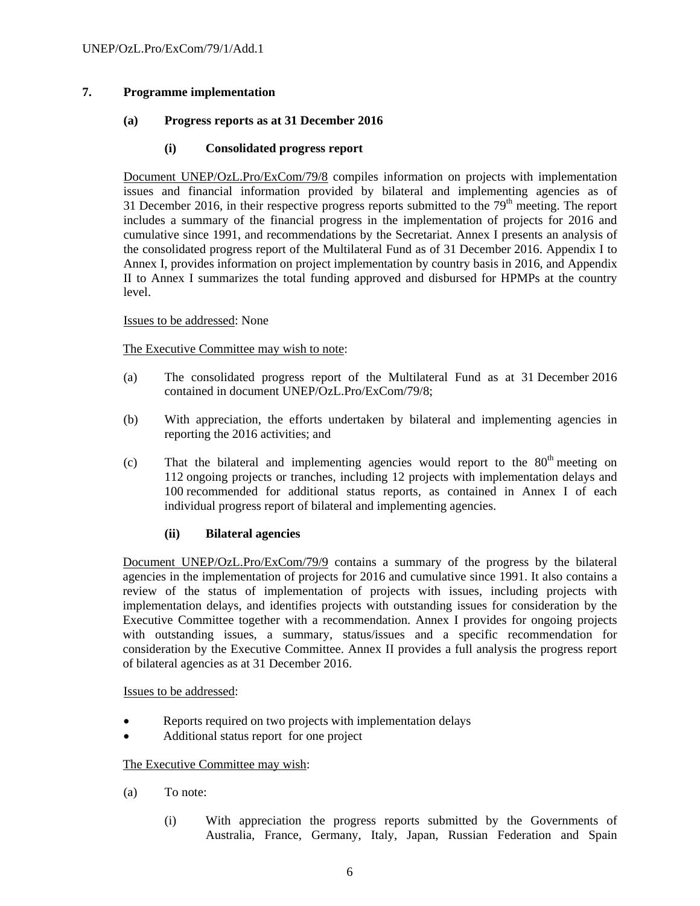## 7. Programme implementation

### (a) Progress reports as at 31 December 2016

#### (i) Consolidated progress report

Document UNEP/OzL.Pro/ExCom/79/8 compiles information on projects with implementation issues and financial information provided by bilateral and implementing agencies as of 31 December 2016, in their respective progress reports submitted to the 79th meeting. The report includes a summary of the financial progress in the implementation of projects for 2016 and cumulative since 1991, and recommendations by the Secretariat. Annex I presents an analysis of the consolidated progress report of the Multilateral Fund as of 31 December 2016. Appendix I to Annex I, provides information on project implementation by country basis in 2016, and Appendix II to Annex I summarizes the total funding approved and disbursed for HPMPs at the country level.

Issues to be addressed: None

The Executive Committee may wish to note:

(a) The consolidated progress report of the Multilateral Fund as at 31 December 2016 contained in document UNEP/OzL.Pro/ExCom/79/8;

(b) With appreciation, the efforts undertaken by bilateral and implementing agencies in reporting the 2016 activities; and

(c) That the bilateral and implementing agencies would report to the 80th meeting on 112 ongoing projects or tranches, including 12 projects with implementation delays and 100 recommended for additional status reports, as contained in Annex I of each individual progress report of bilateral and implementing agencies.

#### (ii) Bilateral agencies

Document UNEP/OzL.Pro/ExCom/79/9 contains a summary of the progress by the bilateral agencies in the implementation of projects for 2016 and cumulative since 1991. It also contains a review of the status of implementation of projects with issues, including projects with implementation delays, and identifies projects with outstanding issues for consideration by the Executive Committee together with a recommendation. Annex I provides for ongoing projects with outstanding issues, a summary, status/issues and a specific recommendation for consideration by the Executive Committee. Annex II provides a full analysis the progress report of bilateral agencies as at 31 December 2016.

Issues to be addressed:

- Reports required on two projects with implementation delays
- Additional status report for one project

The Executive Committee may wish:

(a) To note:

(i) With appreciation the progress reports submitted by the Governments of Australia, France, Germany, Italy, Japan, Russian Federation and Spain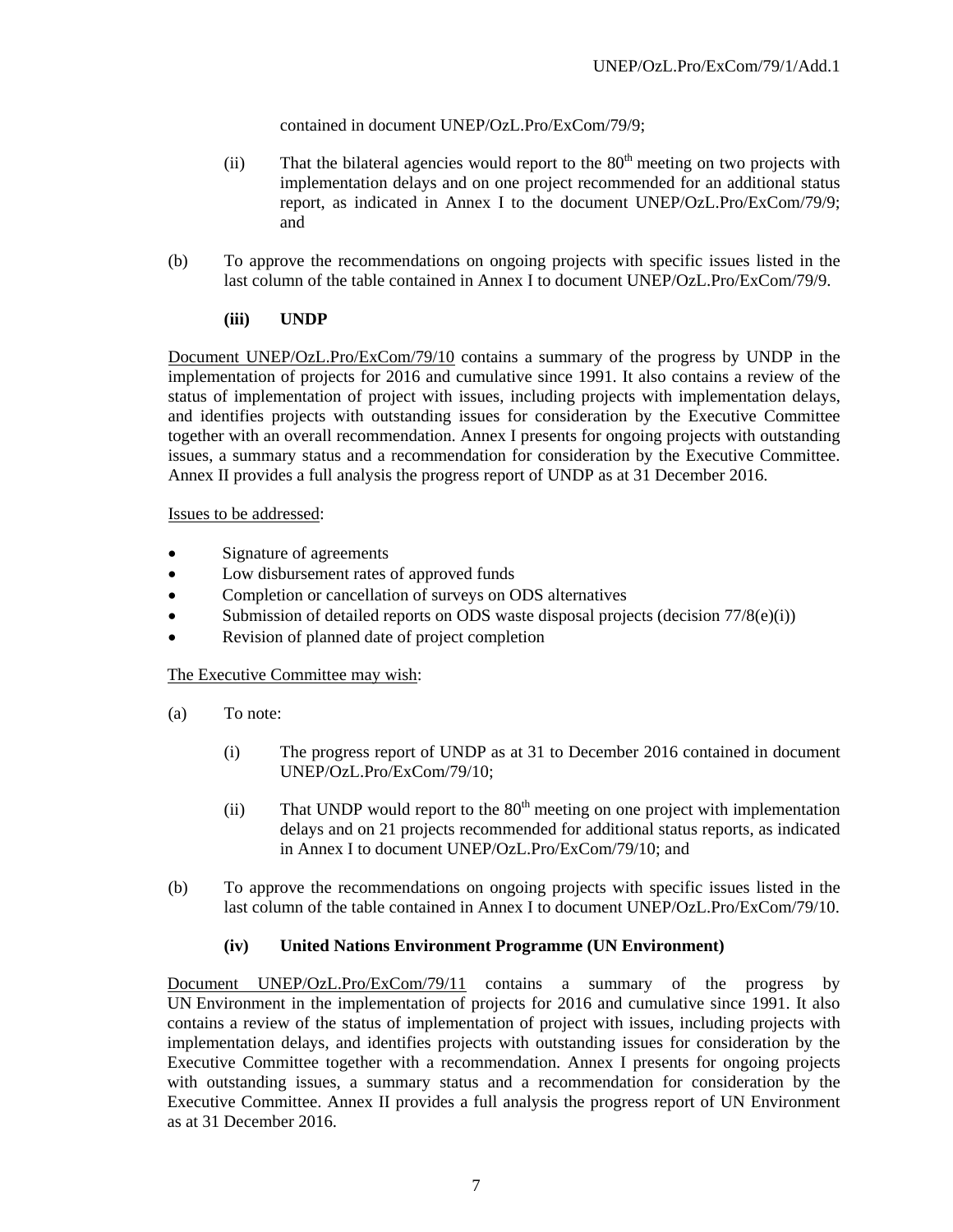contained in document UNEP/OzL.Pro/ExCom/79/9;

(ii) That the bilateral agencies would report to the 80th meeting on two projects with implementation delays and on one project recommended for an additional status report, as indicated in Annex I to the document UNEP/OzL.Pro/ExCom/79/9; and

(b) To approve the recommendations on ongoing projects with specific issues listed in the last column of the table contained in Annex I to document UNEP/OzL.Pro/ExCom/79/9.

**(iii) UNDP**

Document UNEP/OzL.Pro/ExCom/79/10 contains a summary of the progress by UNDP in the implementation of projects for 2016 and cumulative since 1991. It also contains a review of the status of implementation of project with issues, including projects with implementation delays, and identifies projects with outstanding issues for consideration by the Executive Committee together with an overall recommendation. Annex I presents for ongoing projects with outstanding issues, a summary status and a recommendation for consideration by the Executive Committee. Annex II provides a full analysis the progress report of UNDP as at 31 December 2016.

Issues to be addressed:

- Signature of agreements
- Low disbursement rates of approved funds
- Completion or cancellation of surveys on ODS alternatives
- Submission of detailed reports on ODS waste disposal projects (decision 77/8(e)(i))
- Revision of planned date of project completion

The Executive Committee may wish:

(a) To note:

(i) The progress report of UNDP as at 31 to December 2016 contained in document UNEP/OzL.Pro/ExCom/79/10;

(ii) That UNDP would report to the 80th meeting on one project with implementation delays and on 21 projects recommended for additional status reports, as indicated in Annex I to document UNEP/OzL.Pro/ExCom/79/10; and

(b) To approve the recommendations on ongoing projects with specific issues listed in the last column of the table contained in Annex I to document UNEP/OzL.Pro/ExCom/79/10.

**(iv) United Nations Environment Programme (UN Environment)**

Document UNEP/OzL.Pro/ExCom/79/11 contains a summary of the progress by UN Environment in the implementation of projects for 2016 and cumulative since 1991. It also contains a review of the status of implementation of project with issues, including projects with implementation delays, and identifies projects with outstanding issues for consideration by the Executive Committee together with a recommendation. Annex I presents for ongoing projects with outstanding issues, a summary status and a recommendation for consideration by the Executive Committee. Annex II provides a full analysis the progress report of UN Environment as at 31 December 2016.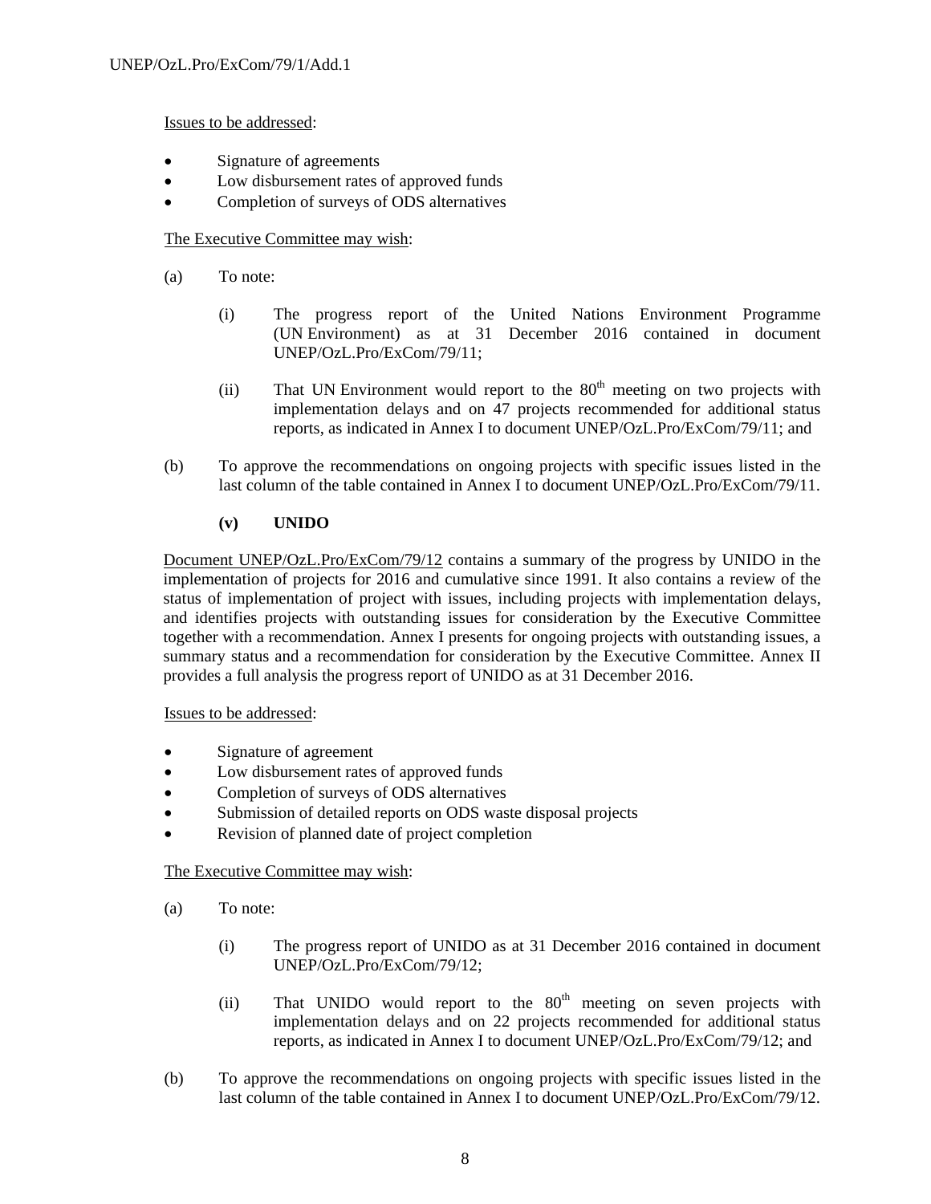Issues to be addressed:

- Signature of agreements
- Low disbursement rates of approved funds
- Completion of surveys of ODS alternatives

The Executive Committee may wish:

(a) To note:

(i) The progress report of the United Nations Environment Programme (UN Environment) as at 31 December 2016 contained in document UNEP/OzL.Pro/ExCom/79/11;

(ii) That UN Environment would report to the 80th meeting on two projects with implementation delays and on 47 projects recommended for additional status reports, as indicated in Annex I to document UNEP/OzL.Pro/ExCom/79/11; and

(b) To approve the recommendations on ongoing projects with specific issues listed in the last column of the table contained in Annex I to document UNEP/OzL.Pro/ExCom/79/11.

**(v) UNIDO**

Document UNEP/OzL.Pro/ExCom/79/12 contains a summary of the progress by UNIDO in the implementation of projects for 2016 and cumulative since 1991. It also contains a review of the status of implementation of project with issues, including projects with implementation delays, and identifies projects with outstanding issues for consideration by the Executive Committee together with a recommendation. Annex I presents for ongoing projects with outstanding issues, a summary status and a recommendation for consideration by the Executive Committee. Annex II provides a full analysis the progress report of UNIDO as at 31 December 2016.

Issues to be addressed:

- Signature of agreement
- Low disbursement rates of approved funds
- Completion of surveys of ODS alternatives
- Submission of detailed reports on ODS waste disposal projects
- Revision of planned date of project completion

The Executive Committee may wish:

(a) To note:

(i) The progress report of UNIDO as at 31 December 2016 contained in document UNEP/OzL.Pro/ExCom/79/12;

(ii) That UNIDO would report to the 80th meeting on seven projects with implementation delays and on 22 projects recommended for additional status reports, as indicated in Annex I to document UNEP/OzL.Pro/ExCom/79/12; and

(b) To approve the recommendations on ongoing projects with specific issues listed in the last column of the table contained in Annex I to document UNEP/OzL.Pro/ExCom/79/12.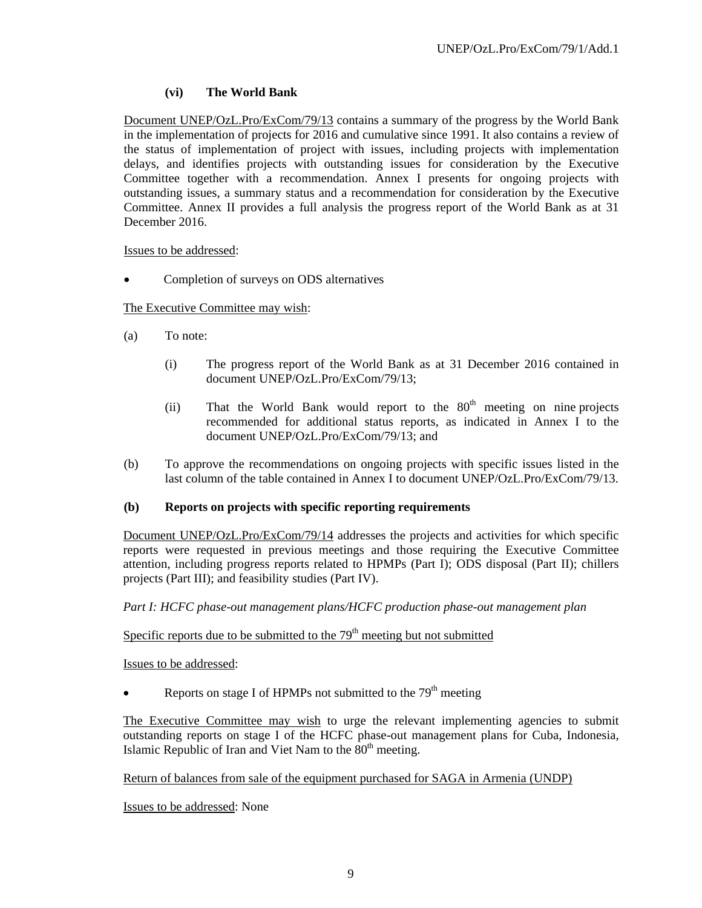#### (vi) The World Bank

Document UNEP/OzL.Pro/ExCom/79/13 contains a summary of the progress by the World Bank in the implementation of projects for 2016 and cumulative since 1991. It also contains a review of the status of implementation of project with issues, including projects with implementation delays, and identifies projects with outstanding issues for consideration by the Executive Committee together with a recommendation. Annex I presents for ongoing projects with outstanding issues, a summary status and a recommendation for consideration by the Executive Committee. Annex II provides a full analysis the progress report of the World Bank as at 31 December 2016.

Issues to be addressed:

- Completion of surveys on ODS alternatives

The Executive Committee may wish:

(a) To note:

  (i) The progress report of the World Bank as at 31 December 2016 contained in document UNEP/OzL.Pro/ExCom/79/13;

  (ii) That the World Bank would report to the 80th meeting on nine projects recommended for additional status reports, as indicated in Annex I to the document UNEP/OzL.Pro/ExCom/79/13; and

(b) To approve the recommendations on ongoing projects with specific issues listed in the last column of the table contained in Annex I to document UNEP/OzL.Pro/ExCom/79/13.

### (b) Reports on projects with specific reporting requirements

Document UNEP/OzL.Pro/ExCom/79/14 addresses the projects and activities for which specific reports were requested in previous meetings and those requiring the Executive Committee attention, including progress reports related to HPMPs (Part I); ODS disposal (Part II); chillers projects (Part III); and feasibility studies (Part IV).

*Part I: HCFC phase-out management plans/HCFC production phase-out management plan*

Specific reports due to be submitted to the 79th meeting but not submitted

Issues to be addressed:

- Reports on stage I of HPMPs not submitted to the 79th meeting

The Executive Committee may wish to urge the relevant implementing agencies to submit outstanding reports on stage I of the HCFC phase-out management plans for Cuba, Indonesia, Islamic Republic of Iran and Viet Nam to the 80th meeting.

Return of balances from sale of the equipment purchased for SAGA in Armenia (UNDP)

Issues to be addressed: None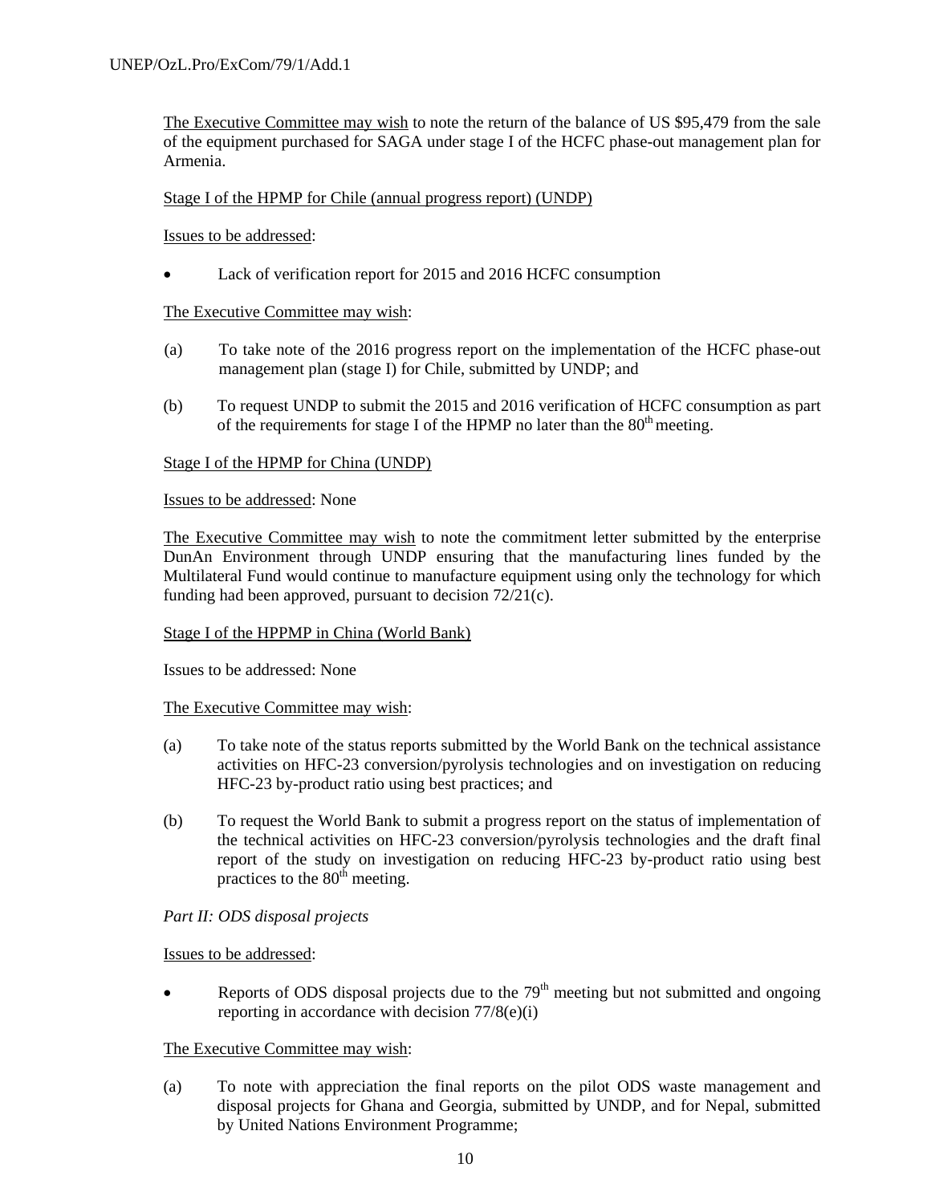<u>The Executive Committee may wish</u> to note the return of the balance of US $95,479 from the sale of the equipment purchased for SAGA under stage I of the HCFC phase-out management plan for Armenia.

<u>Stage I of the HPMP for Chile (annual progress report) (UNDP)</u>

<u>Issues to be addressed</u>:

- Lack of verification report for 2015 and 2016 HCFC consumption

<u>The Executive Committee may wish</u>:

(a) To take note of the 2016 progress report on the implementation of the HCFC phase-out management plan (stage I) for Chile, submitted by UNDP; and

(b) To request UNDP to submit the 2015 and 2016 verification of HCFC consumption as part of the requirements for stage I of the HPMP no later than the 80th meeting.

<u>Stage I of the HPMP for China (UNDP)</u>

<u>Issues to be addressed</u>: None

<u>The Executive Committee may wish</u> to note the commitment letter submitted by the enterprise DunAn Environment through UNDP ensuring that the manufacturing lines funded by the Multilateral Fund would continue to manufacture equipment using only the technology for which funding had been approved, pursuant to decision 72/21(c).

<u>Stage I of the HPPMP in China (World Bank)</u>

Issues to be addressed: None

<u>The Executive Committee may wish</u>:

(a) To take note of the status reports submitted by the World Bank on the technical assistance activities on HFC-23 conversion/pyrolysis technologies and on investigation on reducing HFC-23 by-product ratio using best practices; and

(b) To request the World Bank to submit a progress report on the status of implementation of the technical activities on HFC-23 conversion/pyrolysis technologies and the draft final report of the study on investigation on reducing HFC-23 by-product ratio using best practices to the 80th meeting.

*Part II: ODS disposal projects*

<u>Issues to be addressed</u>:

- Reports of ODS disposal projects due to the 79th meeting but not submitted and ongoing reporting in accordance with decision 77/8(e)(i)

<u>The Executive Committee may wish</u>:

(a) To note with appreciation the final reports on the pilot ODS waste management and disposal projects for Ghana and Georgia, submitted by UNDP, and for Nepal, submitted by United Nations Environment Programme;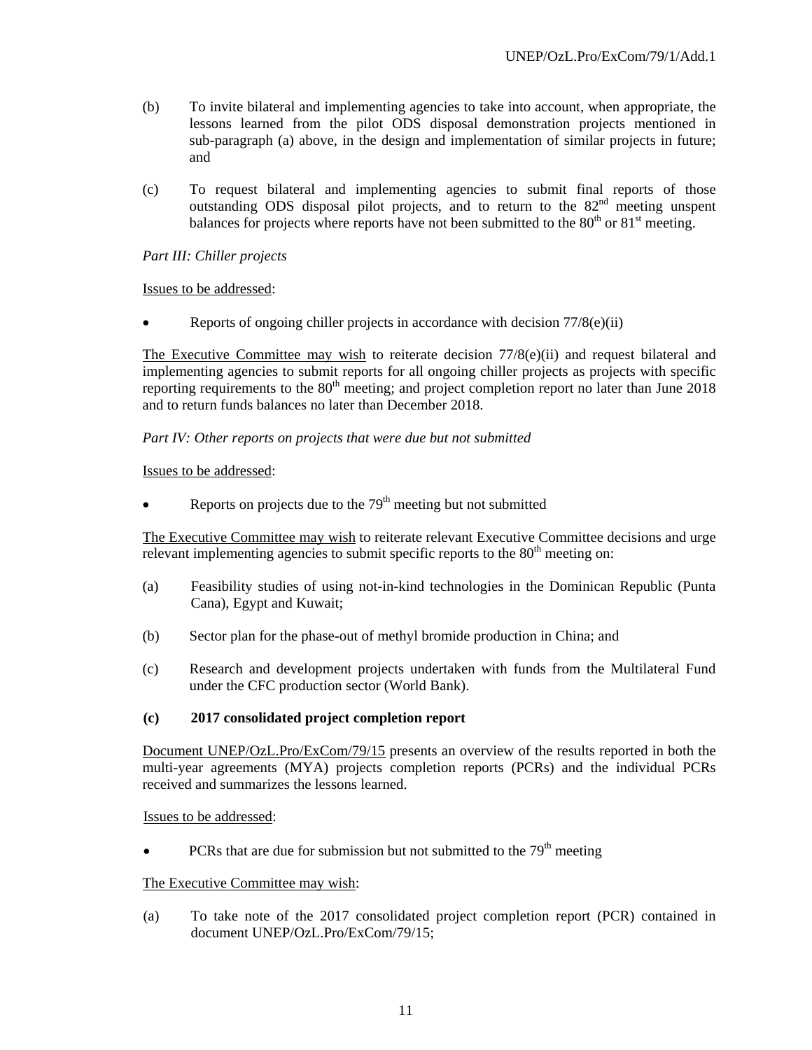(b) To invite bilateral and implementing agencies to take into account, when appropriate, the lessons learned from the pilot ODS disposal demonstration projects mentioned in sub-paragraph (a) above, in the design and implementation of similar projects in future; and

(c) To request bilateral and implementing agencies to submit final reports of those outstanding ODS disposal pilot projects, and to return to the 82nd meeting unspent balances for projects where reports have not been submitted to the 80th or 81st meeting.

*Part III: Chiller projects*

Issues to be addressed:

- Reports of ongoing chiller projects in accordance with decision 77/8(e)(ii)

The Executive Committee may wish to reiterate decision 77/8(e)(ii) and request bilateral and implementing agencies to submit reports for all ongoing chiller projects as projects with specific reporting requirements to the 80th meeting; and project completion report no later than June 2018 and to return funds balances no later than December 2018.

*Part IV: Other reports on projects that were due but not submitted*

Issues to be addressed:

- Reports on projects due to the 79th meeting but not submitted

The Executive Committee may wish to reiterate relevant Executive Committee decisions and urge relevant implementing agencies to submit specific reports to the 80th meeting on:

(a) Feasibility studies of using not-in-kind technologies in the Dominican Republic (Punta Cana), Egypt and Kuwait;

(b) Sector plan for the phase-out of methyl bromide production in China; and

(c) Research and development projects undertaken with funds from the Multilateral Fund under the CFC production sector (World Bank).

**(c) 2017 consolidated project completion report**

Document UNEP/OzL.Pro/ExCom/79/15 presents an overview of the results reported in both the multi-year agreements (MYA) projects completion reports (PCRs) and the individual PCRs received and summarizes the lessons learned.

Issues to be addressed:

- PCRs that are due for submission but not submitted to the 79th meeting

The Executive Committee may wish:

(a) To take note of the 2017 consolidated project completion report (PCR) contained in document UNEP/OzL.Pro/ExCom/79/15;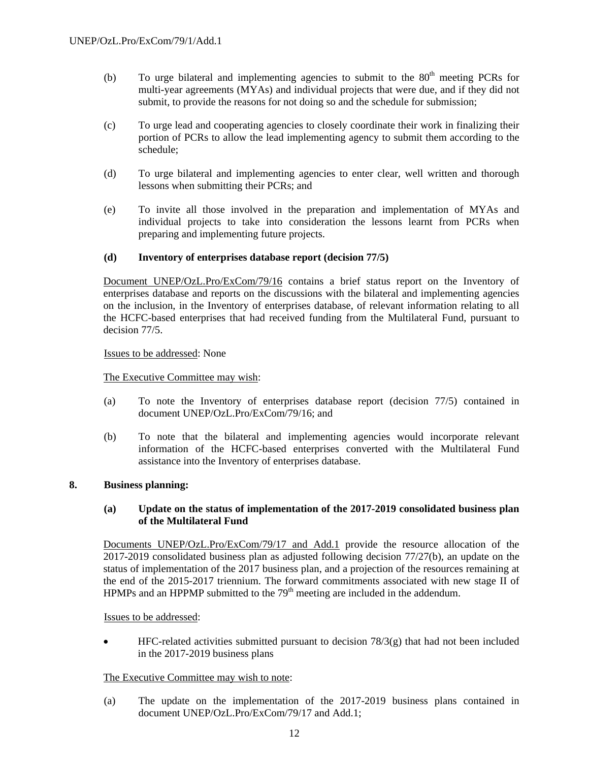(b) To urge bilateral and implementing agencies to submit to the 80th meeting PCRs for multi-year agreements (MYAs) and individual projects that were due, and if they did not submit, to provide the reasons for not doing so and the schedule for submission;

(c) To urge lead and cooperating agencies to closely coordinate their work in finalizing their portion of PCRs to allow the lead implementing agency to submit them according to the schedule;

(d) To urge bilateral and implementing agencies to enter clear, well written and thorough lessons when submitting their PCRs; and

(e) To invite all those involved in the preparation and implementation of MYAs and individual projects to take into consideration the lessons learnt from PCRs when preparing and implementing future projects.

**(d) Inventory of enterprises database report (decision 77/5)**

Document UNEP/OzL.Pro/ExCom/79/16 contains a brief status report on the Inventory of enterprises database and reports on the discussions with the bilateral and implementing agencies on the inclusion, in the Inventory of enterprises database, of relevant information relating to all the HCFC-based enterprises that had received funding from the Multilateral Fund, pursuant to decision 77/5.

Issues to be addressed: None

The Executive Committee may wish:

(a) To note the Inventory of enterprises database report (decision 77/5) contained in document UNEP/OzL.Pro/ExCom/79/16; and

(b) To note that the bilateral and implementing agencies would incorporate relevant information of the HCFC-based enterprises converted with the Multilateral Fund assistance into the Inventory of enterprises database.

**8. Business planning:**

**(a) Update on the status of implementation of the 2017-2019 consolidated business plan of the Multilateral Fund**

Documents UNEP/OzL.Pro/ExCom/79/17 and Add.1 provide the resource allocation of the 2017-2019 consolidated business plan as adjusted following decision 77/27(b), an update on the status of implementation of the 2017 business plan, and a projection of the resources remaining at the end of the 2015-2017 triennium. The forward commitments associated with new stage II of HPMPs and an HPPMP submitted to the 79th meeting are included in the addendum.

Issues to be addressed:

- HFC-related activities submitted pursuant to decision 78/3(g) that had not been included in the 2017-2019 business plans

The Executive Committee may wish to note:

(a) The update on the implementation of the 2017-2019 business plans contained in document UNEP/OzL.Pro/ExCom/79/17 and Add.1;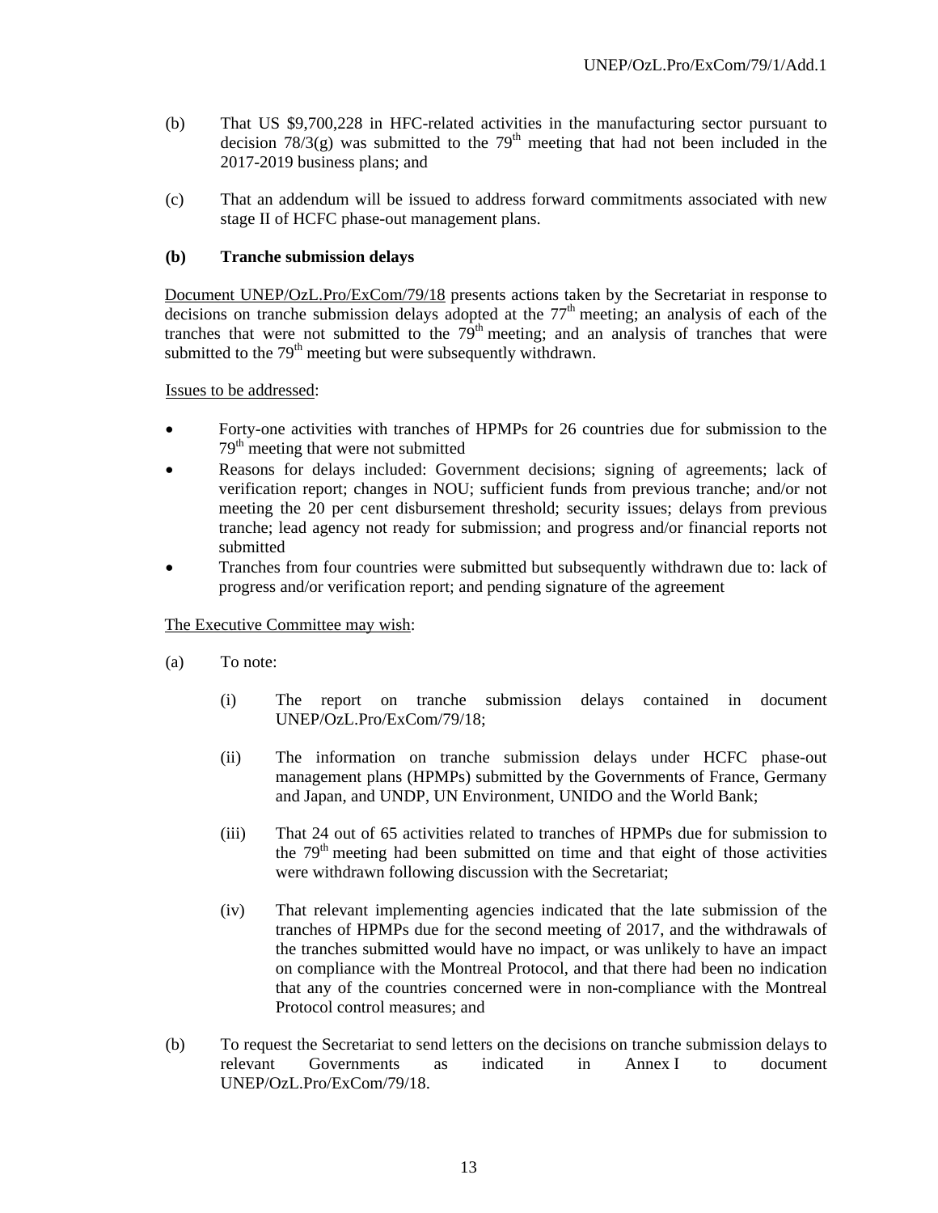(b) That US $9,700,228 in HFC-related activities in the manufacturing sector pursuant to decision 78/3(g) was submitted to the 79th meeting that had not been included in the 2017-2019 business plans; and

(c) That an addendum will be issued to address forward commitments associated with new stage II of HCFC phase-out management plans.

**(b) Tranche submission delays**

Document UNEP/OzL.Pro/ExCom/79/18 presents actions taken by the Secretariat in response to decisions on tranche submission delays adopted at the 77th meeting; an analysis of each of the tranches that were not submitted to the 79th meeting; and an analysis of tranches that were submitted to the 79th meeting but were subsequently withdrawn.

Issues to be addressed:

- Forty-one activities with tranches of HPMPs for 26 countries due for submission to the 79th meeting that were not submitted
- Reasons for delays included: Government decisions; signing of agreements; lack of verification report; changes in NOU; sufficient funds from previous tranche; and/or not meeting the 20 per cent disbursement threshold; security issues; delays from previous tranche; lead agency not ready for submission; and progress and/or financial reports not submitted
- Tranches from four countries were submitted but subsequently withdrawn due to: lack of progress and/or verification report; and pending signature of the agreement

The Executive Committee may wish:

(a) To note:

(i) The report on tranche submission delays contained in document UNEP/OzL.Pro/ExCom/79/18;

(ii) The information on tranche submission delays under HCFC phase-out management plans (HPMPs) submitted by the Governments of France, Germany and Japan, and UNDP, UN Environment, UNIDO and the World Bank;

(iii) That 24 out of 65 activities related to tranches of HPMPs due for submission to the 79th meeting had been submitted on time and that eight of those activities were withdrawn following discussion with the Secretariat;

(iv) That relevant implementing agencies indicated that the late submission of the tranches of HPMPs due for the second meeting of 2017, and the withdrawals of the tranches submitted would have no impact, or was unlikely to have an impact on compliance with the Montreal Protocol, and that there had been no indication that any of the countries concerned were in non-compliance with the Montreal Protocol control measures; and

(b) To request the Secretariat to send letters on the decisions on tranche submission delays to relevant Governments as indicated in Annex I to document UNEP/OzL.Pro/ExCom/79/18.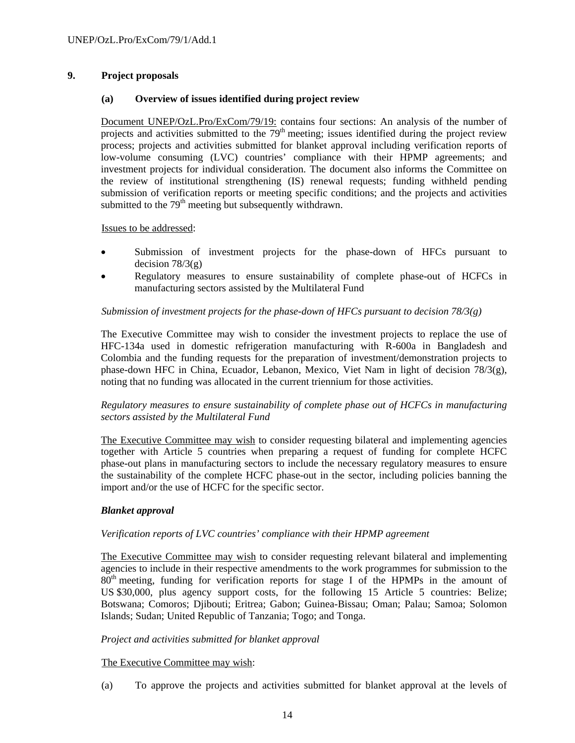## 9. Project proposals

### (a) Overview of issues identified during project review

Document UNEP/OzL.Pro/ExCom/79/19: contains four sections: An analysis of the number of projects and activities submitted to the 79th meeting; issues identified during the project review process; projects and activities submitted for blanket approval including verification reports of low-volume consuming (LVC) countries' compliance with their HPMP agreements; and investment projects for individual consideration. The document also informs the Committee on the review of institutional strengthening (IS) renewal requests; funding withheld pending submission of verification reports or meeting specific conditions; and the projects and activities submitted to the 79th meeting but subsequently withdrawn.

Issues to be addressed:

- Submission of investment projects for the phase-down of HFCs pursuant to decision 78/3(g)
- Regulatory measures to ensure sustainability of complete phase-out of HCFCs in manufacturing sectors assisted by the Multilateral Fund

*Submission of investment projects for the phase-down of HFCs pursuant to decision 78/3(g)*

The Executive Committee may wish to consider the investment projects to replace the use of HFC-134a used in domestic refrigeration manufacturing with R-600a in Bangladesh and Colombia and the funding requests for the preparation of investment/demonstration projects to phase-down HFC in China, Ecuador, Lebanon, Mexico, Viet Nam in light of decision 78/3(g), noting that no funding was allocated in the current triennium for those activities.

*Regulatory measures to ensure sustainability of complete phase out of HCFCs in manufacturing sectors assisted by the Multilateral Fund*

The Executive Committee may wish to consider requesting bilateral and implementing agencies together with Article 5 countries when preparing a request of funding for complete HCFC phase-out plans in manufacturing sectors to include the necessary regulatory measures to ensure the sustainability of the complete HCFC phase-out in the sector, including policies banning the import and/or the use of HCFC for the specific sector.

***Blanket approval***

*Verification reports of LVC countries' compliance with their HPMP agreement*

The Executive Committee may wish to consider requesting relevant bilateral and implementing agencies to include in their respective amendments to the work programmes for submission to the 80th meeting, funding for verification reports for stage I of the HPMPs in the amount of US $30,000, plus agency support costs, for the following 15 Article 5 countries: Belize; Botswana; Comoros; Djibouti; Eritrea; Gabon; Guinea-Bissau; Oman; Palau; Samoa; Solomon Islands; Sudan; United Republic of Tanzania; Togo; and Tonga.

*Project and activities submitted for blanket approval*

The Executive Committee may wish:

(a) To approve the projects and activities submitted for blanket approval at the levels of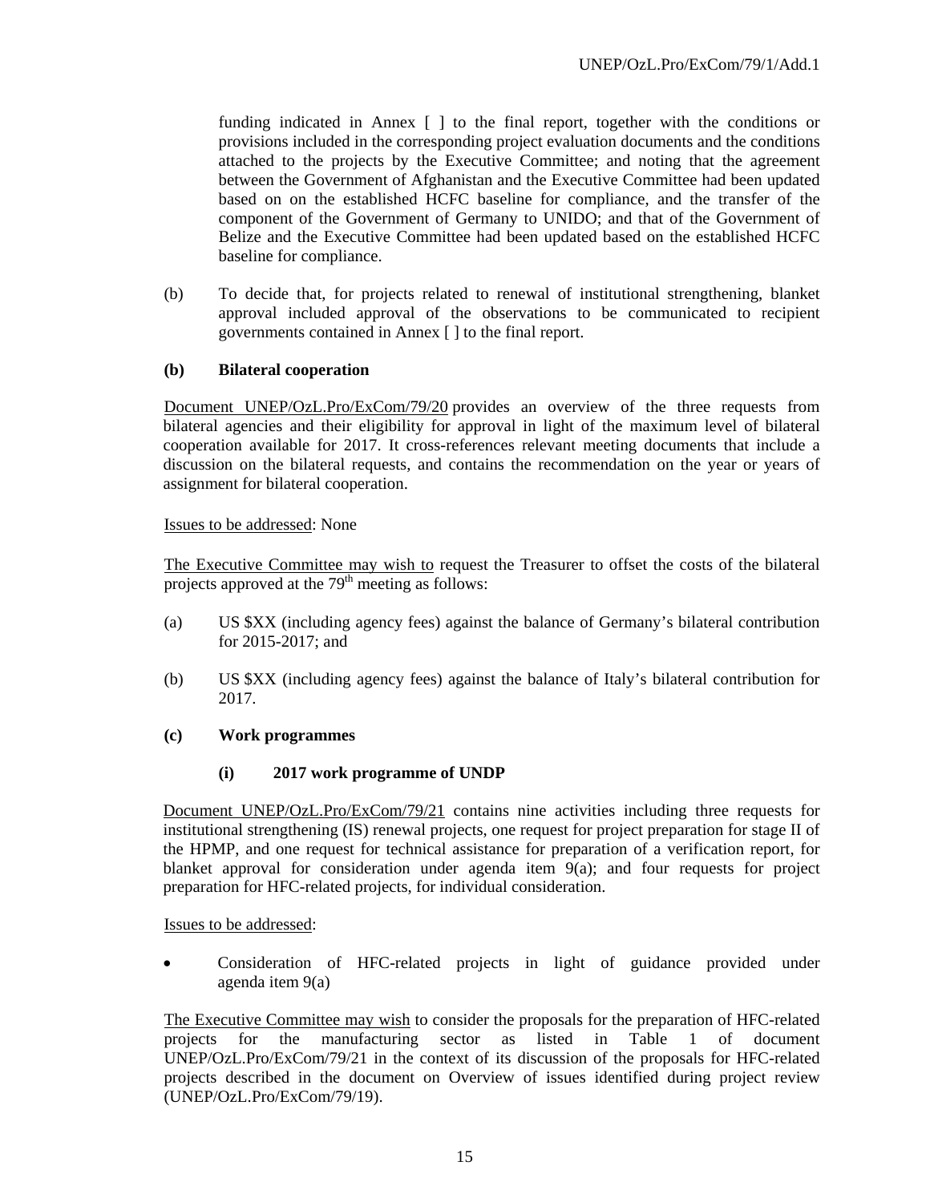funding indicated in Annex [ ] to the final report, together with the conditions or provisions included in the corresponding project evaluation documents and the conditions attached to the projects by the Executive Committee; and noting that the agreement between the Government of Afghanistan and the Executive Committee had been updated based on on the established HCFC baseline for compliance, and the transfer of the component of the Government of Germany to UNIDO; and that of the Government of Belize and the Executive Committee had been updated based on the established HCFC baseline for compliance.

(b) To decide that, for projects related to renewal of institutional strengthening, blanket approval included approval of the observations to be communicated to recipient governments contained in Annex [ ] to the final report.

**(b) Bilateral cooperation**

Document UNEP/OzL.Pro/ExCom/79/20 provides an overview of the three requests from bilateral agencies and their eligibility for approval in light of the maximum level of bilateral cooperation available for 2017. It cross-references relevant meeting documents that include a discussion on the bilateral requests, and contains the recommendation on the year or years of assignment for bilateral cooperation.

Issues to be addressed: None

The Executive Committee may wish to request the Treasurer to offset the costs of the bilateral projects approved at the 79th meeting as follows:

(a) US $XX (including agency fees) against the balance of Germany's bilateral contribution for 2015-2017; and

(b) US $XX (including agency fees) against the balance of Italy's bilateral contribution for 2017.

**(c) Work programmes**

**(i) 2017 work programme of UNDP**

Document UNEP/OzL.Pro/ExCom/79/21 contains nine activities including three requests for institutional strengthening (IS) renewal projects, one request for project preparation for stage II of the HPMP, and one request for technical assistance for preparation of a verification report, for blanket approval for consideration under agenda item 9(a); and four requests for project preparation for HFC-related projects, for individual consideration.

Issues to be addressed:

- Consideration of HFC-related projects in light of guidance provided under agenda item 9(a)

The Executive Committee may wish to consider the proposals for the preparation of HFC-related projects for the manufacturing sector as listed in Table 1 of document UNEP/OzL.Pro/ExCom/79/21 in the context of its discussion of the proposals for HFC-related projects described in the document on Overview of issues identified during project review (UNEP/OzL.Pro/ExCom/79/19).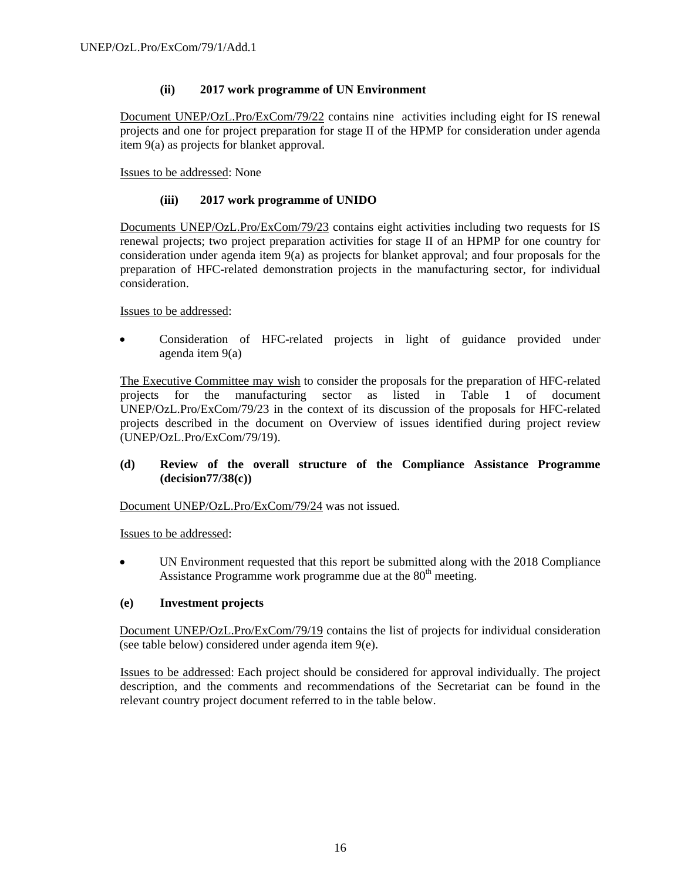#### (ii) 2017 work programme of UN Environment

Document UNEP/OzL.Pro/ExCom/79/22 contains nine activities including eight for IS renewal projects and one for project preparation for stage II of the HPMP for consideration under agenda item 9(a) as projects for blanket approval.

Issues to be addressed: None

#### (iii) 2017 work programme of UNIDO

Documents UNEP/OzL.Pro/ExCom/79/23 contains eight activities including two requests for IS renewal projects; two project preparation activities for stage II of an HPMP for one country for consideration under agenda item 9(a) as projects for blanket approval; and four proposals for the preparation of HFC-related demonstration projects in the manufacturing sector, for individual consideration.

Issues to be addressed:

- Consideration of HFC-related projects in light of guidance provided under agenda item 9(a)

The Executive Committee may wish to consider the proposals for the preparation of HFC-related projects for the manufacturing sector as listed in Table 1 of document UNEP/OzL.Pro/ExCom/79/23 in the context of its discussion of the proposals for HFC-related projects described in the document on Overview of issues identified during project review (UNEP/OzL.Pro/ExCom/79/19).

### (d) Review of the overall structure of the Compliance Assistance Programme (decision77/38(c))

Document UNEP/OzL.Pro/ExCom/79/24 was not issued.

Issues to be addressed:

- UN Environment requested that this report be submitted along with the 2018 Compliance Assistance Programme work programme due at the 80th meeting.

### (e) Investment projects

Document UNEP/OzL.Pro/ExCom/79/19 contains the list of projects for individual consideration (see table below) considered under agenda item 9(e).

Issues to be addressed: Each project should be considered for approval individually. The project description, and the comments and recommendations of the Secretariat can be found in the relevant country project document referred to in the table below.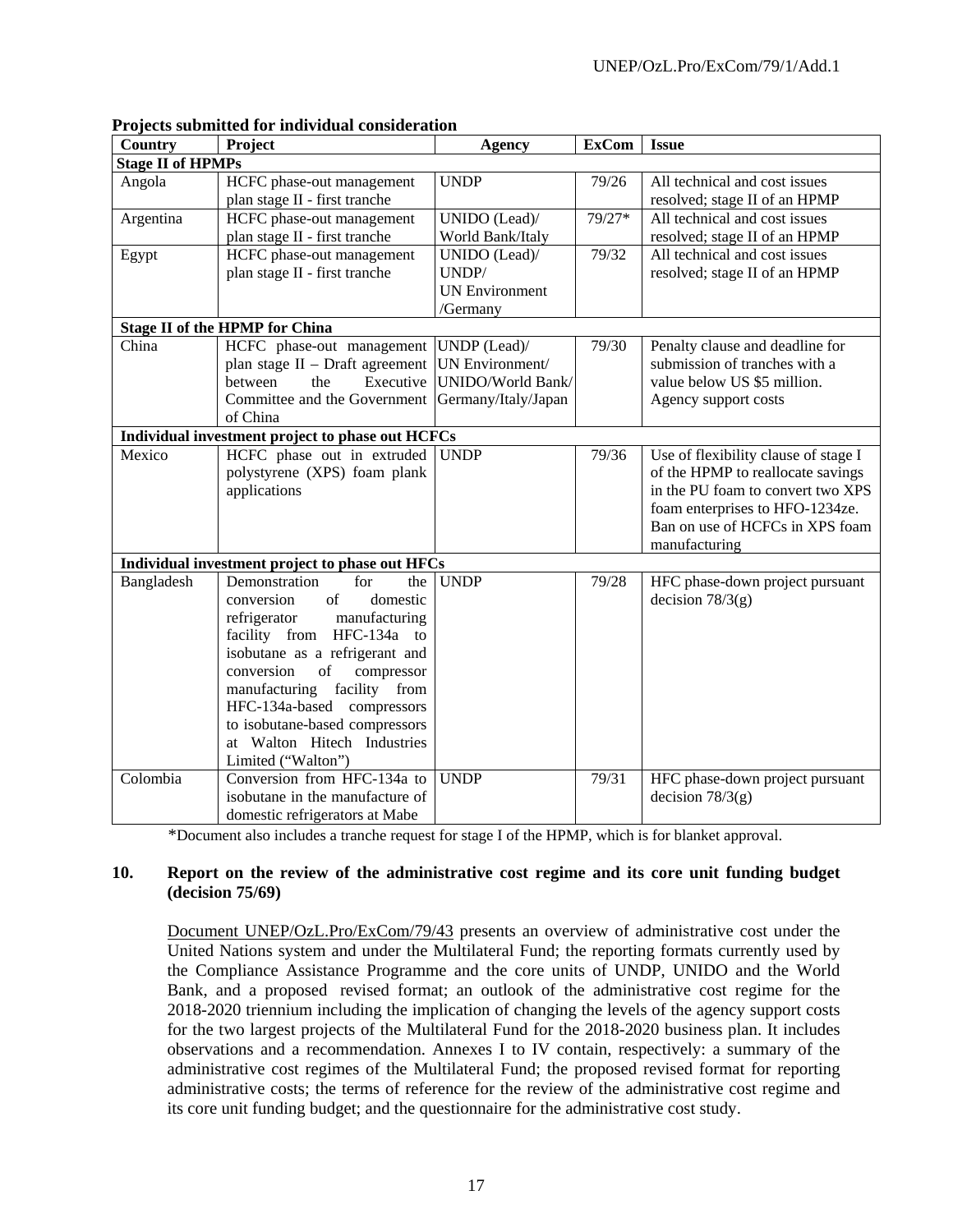**Projects submitted for individual consideration**

| Country | Project | Agency | ExCom | Issue |
|---|---|---|---|---|
| **Stage II of HPMPs** | | | | |
| Angola | HCFC phase-out management plan stage II - first tranche | UNDP | 79/26 | All technical and cost issues resolved; stage II of an HPMP |
| Argentina | HCFC phase-out management plan stage II - first tranche | UNIDO (Lead)/ World Bank/Italy | 79/27* | All technical and cost issues resolved; stage II of an HPMP |
| Egypt | HCFC phase-out management plan stage II - first tranche | UNIDO (Lead)/ UNDP/ UN Environment /Germany | 79/32 | All technical and cost issues resolved; stage II of an HPMP |
| **Stage II of the HPMP for China** | | | | |
| China | HCFC phase-out management plan stage II – Draft agreement between the Executive Committee and the Government of China | UNDP (Lead)/ UN Environment/ UNIDO/World Bank/ Germany/Italy/Japan | 79/30 | Penalty clause and deadline for submission of tranches with a value below US $5 million. Agency support costs |
| **Individual investment project to phase out HCFCs** | | | | |
| Mexico | HCFC phase out in extruded polystyrene (XPS) foam plank applications | UNDP | 79/36 | Use of flexibility clause of stage I of the HPMP to reallocate savings in the PU foam to convert two XPS foam enterprises to HFO-1234ze. Ban on use of HCFCs in XPS foam manufacturing |
| **Individual investment project to phase out HFCs** | | | | |
| Bangladesh | Demonstration for the conversion of domestic refrigerator manufacturing facility from HFC-134a to isobutane as a refrigerant and conversion of compressor manufacturing facility from HFC-134a-based compressors to isobutane-based compressors at Walton Hitech Industries Limited ("Walton") | UNDP | 79/28 | HFC phase-down project pursuant decision 78/3(g) |
| Colombia | Conversion from HFC-134a to isobutane in the manufacture of domestic refrigerators at Mabe | UNDP | 79/31 | HFC phase-down project pursuant decision 78/3(g) |

*Document also includes a tranche request for stage I of the HPMP, which is for blanket approval.

**10. Report on the review of the administrative cost regime and its core unit funding budget (decision 75/69)**

Document UNEP/OzL.Pro/ExCom/79/43 presents an overview of administrative cost under the United Nations system and under the Multilateral Fund; the reporting formats currently used by the Compliance Assistance Programme and the core units of UNDP, UNIDO and the World Bank, and a proposed revised format; an outlook of the administrative cost regime for the 2018-2020 triennium including the implication of changing the levels of the agency support costs for the two largest projects of the Multilateral Fund for the 2018-2020 business plan. It includes observations and a recommendation. Annexes I to IV contain, respectively: a summary of the administrative cost regimes of the Multilateral Fund; the proposed revised format for reporting administrative costs; the terms of reference for the review of the administrative cost regime and its core unit funding budget; and the questionnaire for the administrative cost study.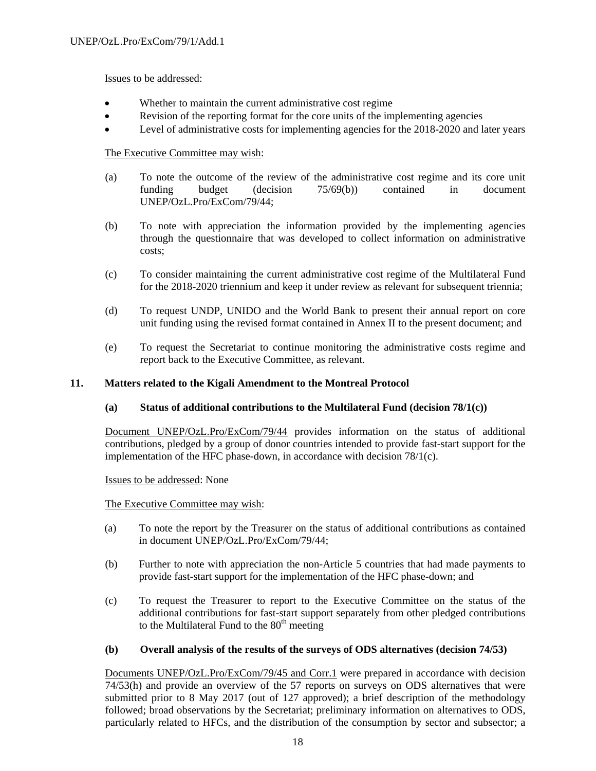Issues to be addressed:

- Whether to maintain the current administrative cost regime
- Revision of the reporting format for the core units of the implementing agencies
- Level of administrative costs for implementing agencies for the 2018-2020 and later years

The Executive Committee may wish:

(a) To note the outcome of the review of the administrative cost regime and its core unit funding budget (decision 75/69(b)) contained in document UNEP/OzL.Pro/ExCom/79/44;

(b) To note with appreciation the information provided by the implementing agencies through the questionnaire that was developed to collect information on administrative costs;

(c) To consider maintaining the current administrative cost regime of the Multilateral Fund for the 2018-2020 triennium and keep it under review as relevant for subsequent triennia;

(d) To request UNDP, UNIDO and the World Bank to present their annual report on core unit funding using the revised format contained in Annex II to the present document; and

(e) To request the Secretariat to continue monitoring the administrative costs regime and report back to the Executive Committee, as relevant.

**11. Matters related to the Kigali Amendment to the Montreal Protocol**

**(a) Status of additional contributions to the Multilateral Fund (decision 78/1(c))**

Document UNEP/OzL.Pro/ExCom/79/44 provides information on the status of additional contributions, pledged by a group of donor countries intended to provide fast-start support for the implementation of the HFC phase-down, in accordance with decision 78/1(c).

Issues to be addressed: None

The Executive Committee may wish:

(a) To note the report by the Treasurer on the status of additional contributions as contained in document UNEP/OzL.Pro/ExCom/79/44;

(b) Further to note with appreciation the non-Article 5 countries that had made payments to provide fast-start support for the implementation of the HFC phase-down; and

(c) To request the Treasurer to report to the Executive Committee on the status of the additional contributions for fast-start support separately from other pledged contributions to the Multilateral Fund to the 80th meeting

**(b) Overall analysis of the results of the surveys of ODS alternatives (decision 74/53)**

Documents UNEP/OzL.Pro/ExCom/79/45 and Corr.1 were prepared in accordance with decision 74/53(h) and provide an overview of the 57 reports on surveys on ODS alternatives that were submitted prior to 8 May 2017 (out of 127 approved); a brief description of the methodology followed; broad observations by the Secretariat; preliminary information on alternatives to ODS, particularly related to HFCs, and the distribution of the consumption by sector and subsector; a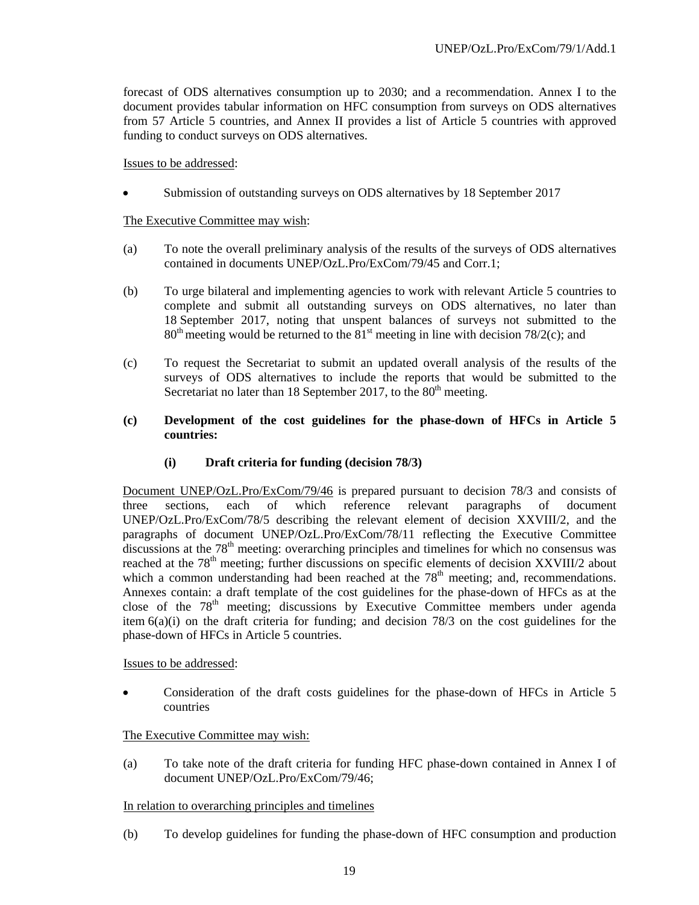forecast of ODS alternatives consumption up to 2030; and a recommendation. Annex I to the document provides tabular information on HFC consumption from surveys on ODS alternatives from 57 Article 5 countries, and Annex II provides a list of Article 5 countries with approved funding to conduct surveys on ODS alternatives.

Issues to be addressed:

- Submission of outstanding surveys on ODS alternatives by 18 September 2017

The Executive Committee may wish:

(a) To note the overall preliminary analysis of the results of the surveys of ODS alternatives contained in documents UNEP/OzL.Pro/ExCom/79/45 and Corr.1;

(b) To urge bilateral and implementing agencies to work with relevant Article 5 countries to complete and submit all outstanding surveys on ODS alternatives, no later than 18 September 2017, noting that unspent balances of surveys not submitted to the 80th meeting would be returned to the 81st meeting in line with decision 78/2(c); and

(c) To request the Secretariat to submit an updated overall analysis of the results of the surveys of ODS alternatives to include the reports that would be submitted to the Secretariat no later than 18 September 2017, to the 80th meeting.

**(c) Development of the cost guidelines for the phase-down of HFCs in Article 5 countries:**

**(i) Draft criteria for funding (decision 78/3)**

Document UNEP/OzL.Pro/ExCom/79/46 is prepared pursuant to decision 78/3 and consists of three sections, each of which reference relevant paragraphs of document UNEP/OzL.Pro/ExCom/78/5 describing the relevant element of decision XXVIII/2, and the paragraphs of document UNEP/OzL.Pro/ExCom/78/11 reflecting the Executive Committee discussions at the 78th meeting: overarching principles and timelines for which no consensus was reached at the 78th meeting; further discussions on specific elements of decision XXVIII/2 about which a common understanding had been reached at the 78th meeting; and, recommendations. Annexes contain: a draft template of the cost guidelines for the phase-down of HFCs as at the close of the 78th meeting; discussions by Executive Committee members under agenda item 6(a)(i) on the draft criteria for funding; and decision 78/3 on the cost guidelines for the phase-down of HFCs in Article 5 countries.

Issues to be addressed:

- Consideration of the draft costs guidelines for the phase-down of HFCs in Article 5 countries

The Executive Committee may wish:

(a) To take note of the draft criteria for funding HFC phase-down contained in Annex I of document UNEP/OzL.Pro/ExCom/79/46;

In relation to overarching principles and timelines

(b) To develop guidelines for funding the phase-down of HFC consumption and production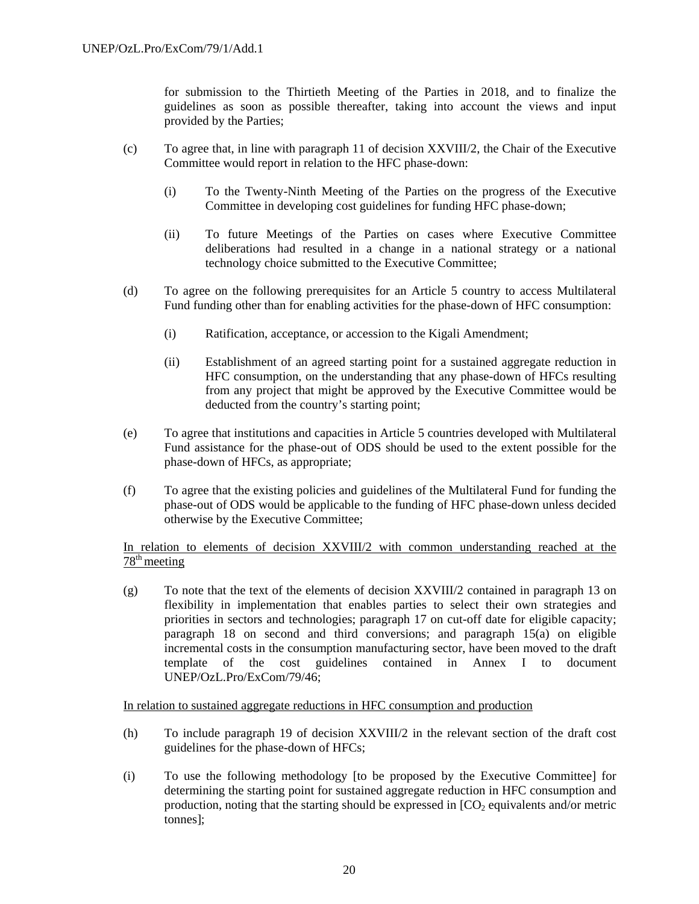for submission to the Thirtieth Meeting of the Parties in 2018, and to finalize the guidelines as soon as possible thereafter, taking into account the views and input provided by the Parties;

(c) To agree that, in line with paragraph 11 of decision XXVIII/2, the Chair of the Executive Committee would report in relation to the HFC phase-down:

(i) To the Twenty-Ninth Meeting of the Parties on the progress of the Executive Committee in developing cost guidelines for funding HFC phase-down;

(ii) To future Meetings of the Parties on cases where Executive Committee deliberations had resulted in a change in a national strategy or a national technology choice submitted to the Executive Committee;

(d) To agree on the following prerequisites for an Article 5 country to access Multilateral Fund funding other than for enabling activities for the phase-down of HFC consumption:

(i) Ratification, acceptance, or accession to the Kigali Amendment;

(ii) Establishment of an agreed starting point for a sustained aggregate reduction in HFC consumption, on the understanding that any phase-down of HFCs resulting from any project that might be approved by the Executive Committee would be deducted from the country's starting point;

(e) To agree that institutions and capacities in Article 5 countries developed with Multilateral Fund assistance for the phase-out of ODS should be used to the extent possible for the phase-down of HFCs, as appropriate;

(f) To agree that the existing policies and guidelines of the Multilateral Fund for funding the phase-out of ODS would be applicable to the funding of HFC phase-down unless decided otherwise by the Executive Committee;

<u>In relation to elements of decision XXVIII/2 with common understanding reached at the 78th meeting</u>

(g) To note that the text of the elements of decision XXVIII/2 contained in paragraph 13 on flexibility in implementation that enables parties to select their own strategies and priorities in sectors and technologies; paragraph 17 on cut-off date for eligible capacity; paragraph 18 on second and third conversions; and paragraph 15(a) on eligible incremental costs in the consumption manufacturing sector, have been moved to the draft template of the cost guidelines contained in Annex I to document UNEP/OzL.Pro/ExCom/79/46;

<u>In relation to sustained aggregate reductions in HFC consumption and production</u>

(h) To include paragraph 19 of decision XXVIII/2 in the relevant section of the draft cost guidelines for the phase-down of HFCs;

(i) To use the following methodology [to be proposed by the Executive Committee] for determining the starting point for sustained aggregate reduction in HFC consumption and production, noting that the starting should be expressed in [$CO_2$ equivalents and/or metric tonnes];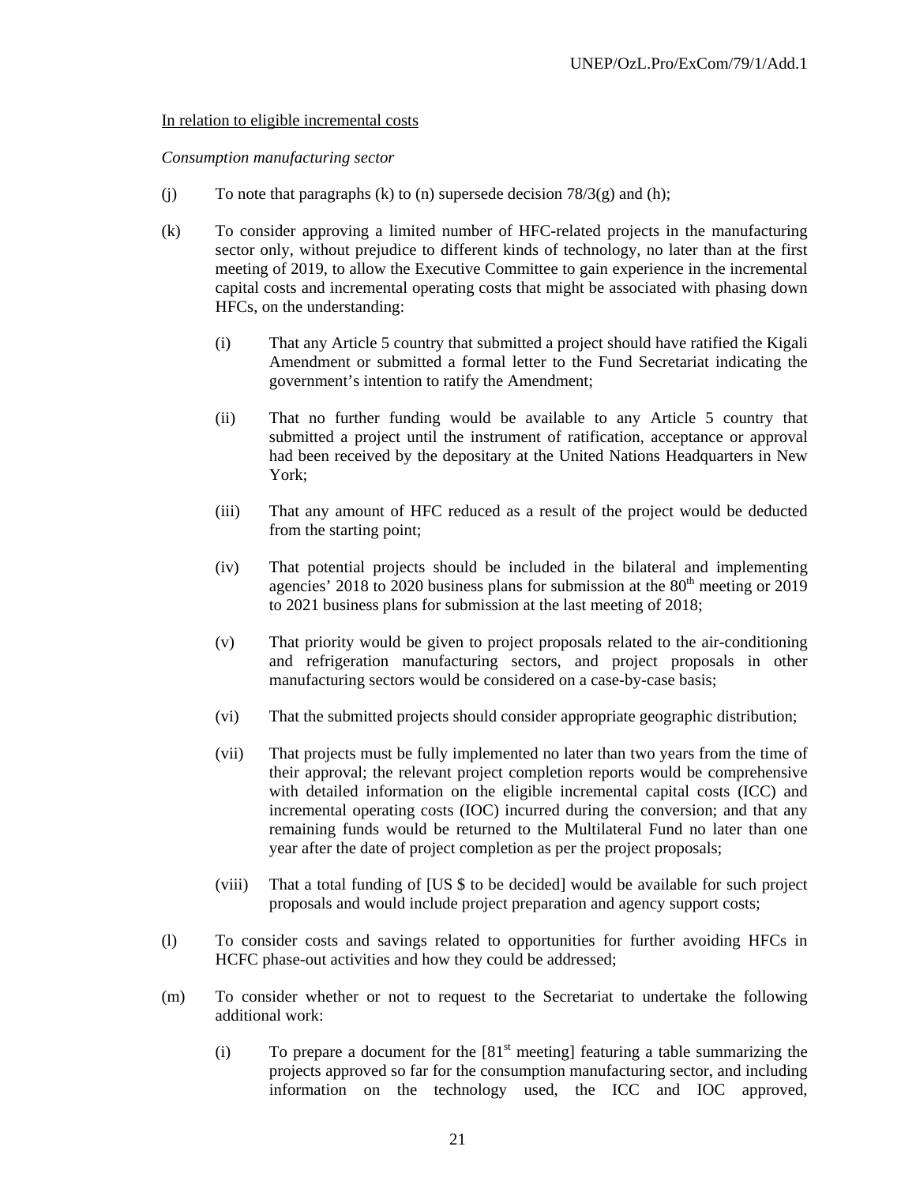<u>In relation to eligible incremental costs</u>

*Consumption manufacturing sector*

(j) To note that paragraphs (k) to (n) supersede decision 78/3(g) and (h);

(k) To consider approving a limited number of HFC-related projects in the manufacturing sector only, without prejudice to different kinds of technology, no later than at the first meeting of 2019, to allow the Executive Committee to gain experience in the incremental capital costs and incremental operating costs that might be associated with phasing down HFCs, on the understanding:

   (i) That any Article 5 country that submitted a project should have ratified the Kigali Amendment or submitted a formal letter to the Fund Secretariat indicating the government's intention to ratify the Amendment;

   (ii) That no further funding would be available to any Article 5 country that submitted a project until the instrument of ratification, acceptance or approval had been received by the depositary at the United Nations Headquarters in New York;

   (iii) That any amount of HFC reduced as a result of the project would be deducted from the starting point;

   (iv) That potential projects should be included in the bilateral and implementing agencies' 2018 to 2020 business plans for submission at the 80th meeting or 2019 to 2021 business plans for submission at the last meeting of 2018;

   (v) That priority would be given to project proposals related to the air-conditioning and refrigeration manufacturing sectors, and project proposals in other manufacturing sectors would be considered on a case-by-case basis;

   (vi) That the submitted projects should consider appropriate geographic distribution;

   (vii) That projects must be fully implemented no later than two years from the time of their approval; the relevant project completion reports would be comprehensive with detailed information on the eligible incremental capital costs (ICC) and incremental operating costs (IOC) incurred during the conversion; and that any remaining funds would be returned to the Multilateral Fund no later than one year after the date of project completion as per the project proposals;

   (viii) That a total funding of [US $ to be decided] would be available for such project proposals and would include project preparation and agency support costs;

(l) To consider costs and savings related to opportunities for further avoiding HFCs in HCFC phase-out activities and how they could be addressed;

(m) To consider whether or not to request to the Secretariat to undertake the following additional work:

   (i) To prepare a document for the [81st meeting] featuring a table summarizing the projects approved so far for the consumption manufacturing sector, and including information on the technology used, the ICC and IOC approved,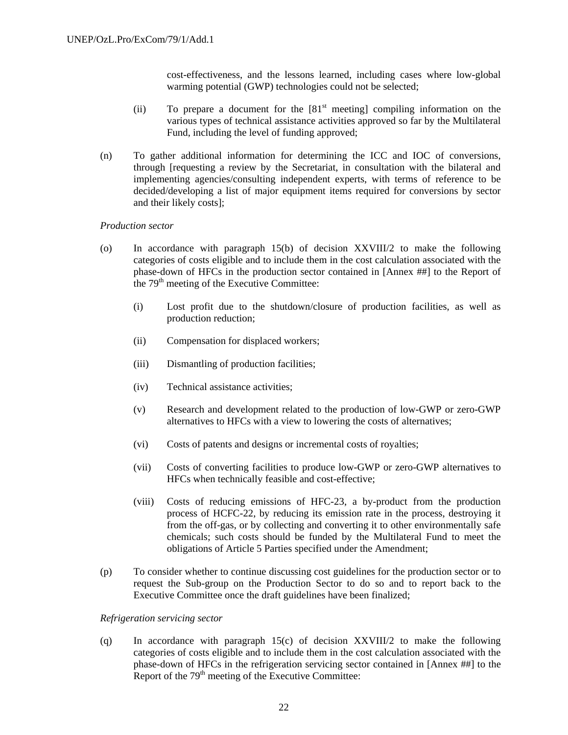cost-effectiveness, and the lessons learned, including cases where low-global warming potential (GWP) technologies could not be selected;

(ii) To prepare a document for the [81st meeting] compiling information on the various types of technical assistance activities approved so far by the Multilateral Fund, including the level of funding approved;

(n) To gather additional information for determining the ICC and IOC of conversions, through [requesting a review by the Secretariat, in consultation with the bilateral and implementing agencies/consulting independent experts, with terms of reference to be decided/developing a list of major equipment items required for conversions by sector and their likely costs];

*Production sector*

(o) In accordance with paragraph 15(b) of decision XXVIII/2 to make the following categories of costs eligible and to include them in the cost calculation associated with the phase-down of HFCs in the production sector contained in [Annex ##] to the Report of the 79th meeting of the Executive Committee:

(i) Lost profit due to the shutdown/closure of production facilities, as well as production reduction;

(ii) Compensation for displaced workers;

(iii) Dismantling of production facilities;

(iv) Technical assistance activities;

(v) Research and development related to the production of low-GWP or zero-GWP alternatives to HFCs with a view to lowering the costs of alternatives;

(vi) Costs of patents and designs or incremental costs of royalties;

(vii) Costs of converting facilities to produce low-GWP or zero-GWP alternatives to HFCs when technically feasible and cost-effective;

(viii) Costs of reducing emissions of HFC-23, a by-product from the production process of HCFC-22, by reducing its emission rate in the process, destroying it from the off-gas, or by collecting and converting it to other environmentally safe chemicals; such costs should be funded by the Multilateral Fund to meet the obligations of Article 5 Parties specified under the Amendment;

(p) To consider whether to continue discussing cost guidelines for the production sector or to request the Sub-group on the Production Sector to do so and to report back to the Executive Committee once the draft guidelines have been finalized;

*Refrigeration servicing sector*

(q) In accordance with paragraph 15(c) of decision XXVIII/2 to make the following categories of costs eligible and to include them in the cost calculation associated with the phase-down of HFCs in the refrigeration servicing sector contained in [Annex ##] to the Report of the 79th meeting of the Executive Committee: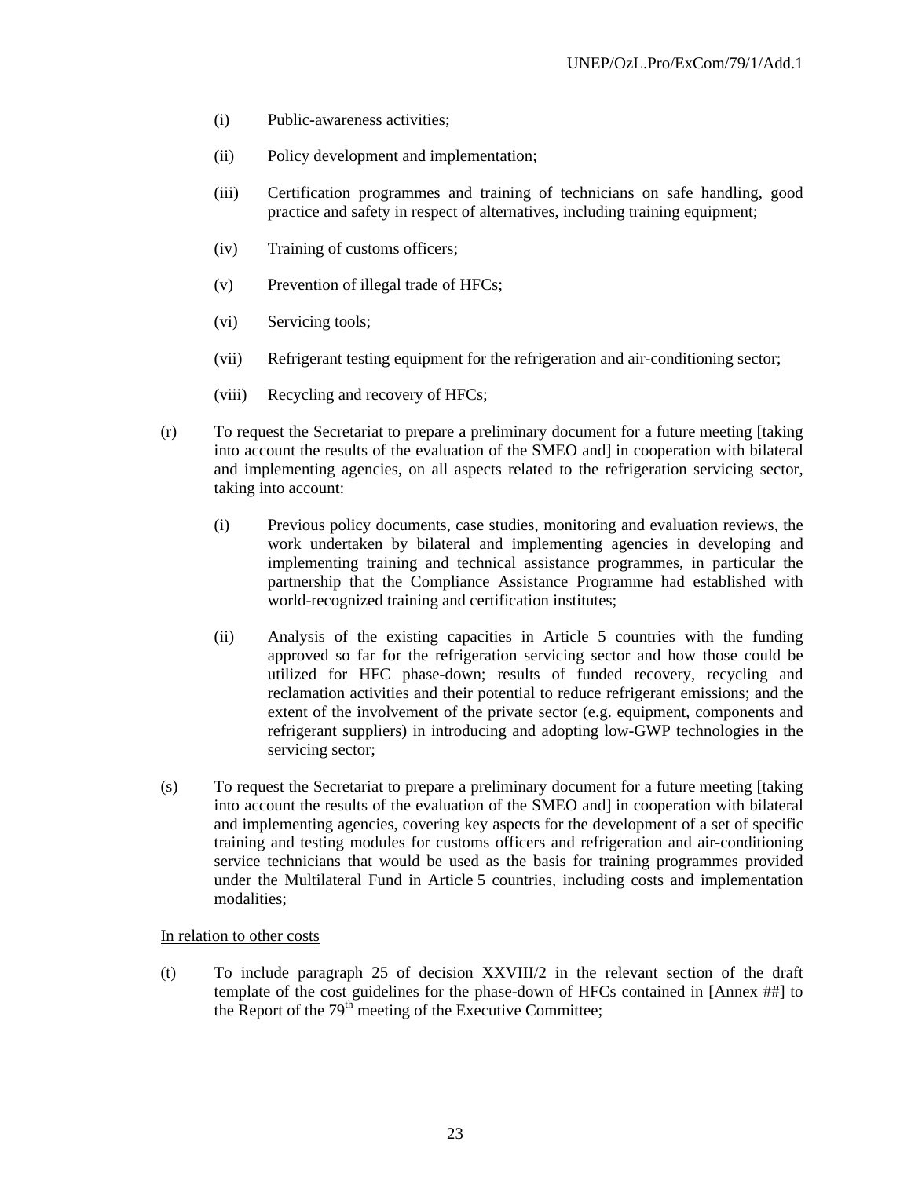(i) Public-awareness activities;

(ii) Policy development and implementation;

(iii) Certification programmes and training of technicians on safe handling, good practice and safety in respect of alternatives, including training equipment;

(iv) Training of customs officers;

(v) Prevention of illegal trade of HFCs;

(vi) Servicing tools;

(vii) Refrigerant testing equipment for the refrigeration and air-conditioning sector;

(viii) Recycling and recovery of HFCs;

(r) To request the Secretariat to prepare a preliminary document for a future meeting [taking into account the results of the evaluation of the SMEO and] in cooperation with bilateral and implementing agencies, on all aspects related to the refrigeration servicing sector, taking into account:

(i) Previous policy documents, case studies, monitoring and evaluation reviews, the work undertaken by bilateral and implementing agencies in developing and implementing training and technical assistance programmes, in particular the partnership that the Compliance Assistance Programme had established with world-recognized training and certification institutes;

(ii) Analysis of the existing capacities in Article 5 countries with the funding approved so far for the refrigeration servicing sector and how those could be utilized for HFC phase-down; results of funded recovery, recycling and reclamation activities and their potential to reduce refrigerant emissions; and the extent of the involvement of the private sector (e.g. equipment, components and refrigerant suppliers) in introducing and adopting low-GWP technologies in the servicing sector;

(s) To request the Secretariat to prepare a preliminary document for a future meeting [taking into account the results of the evaluation of the SMEO and] in cooperation with bilateral and implementing agencies, covering key aspects for the development of a set of specific training and testing modules for customs officers and refrigeration and air-conditioning service technicians that would be used as the basis for training programmes provided under the Multilateral Fund in Article 5 countries, including costs and implementation modalities;

<u>In relation to other costs</u>

(t) To include paragraph 25 of decision XXVIII/2 in the relevant section of the draft template of the cost guidelines for the phase-down of HFCs contained in [Annex ##] to the Report of the 79th meeting of the Executive Committee;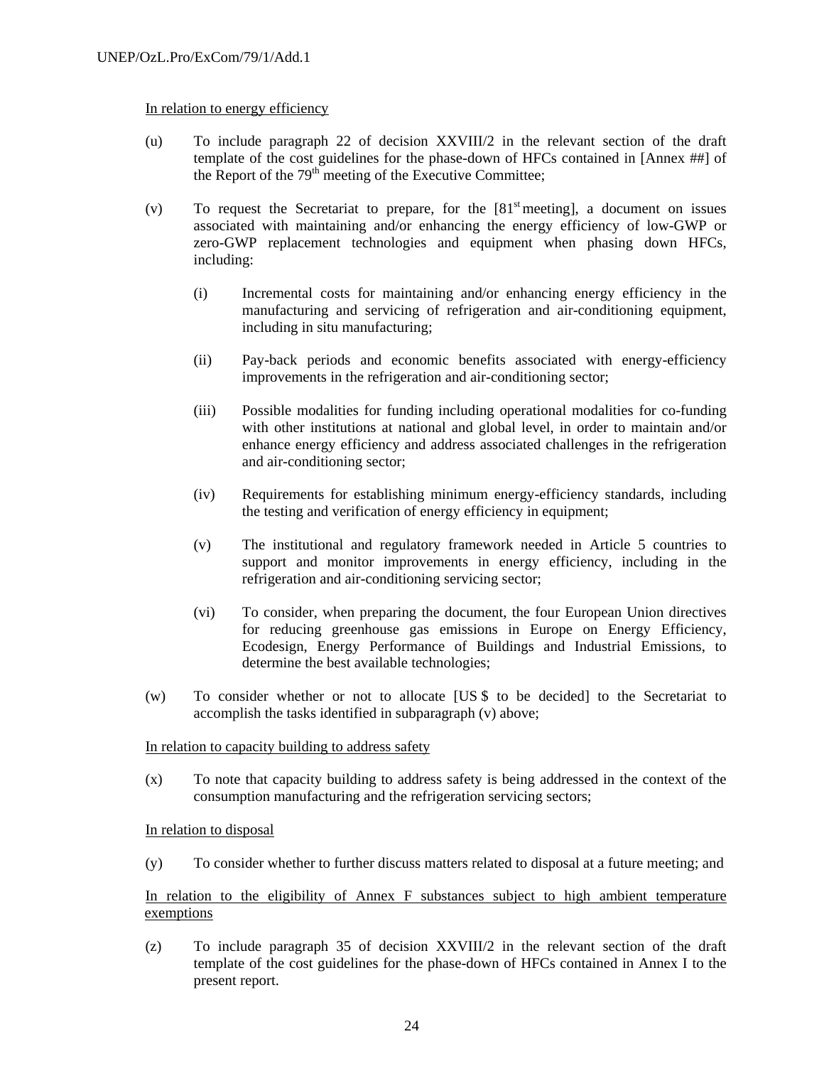In relation to energy efficiency

(u) To include paragraph 22 of decision XXVIII/2 in the relevant section of the draft template of the cost guidelines for the phase-down of HFCs contained in [Annex ##] of the Report of the 79th meeting of the Executive Committee;

(v) To request the Secretariat to prepare, for the [81st meeting], a document on issues associated with maintaining and/or enhancing the energy efficiency of low-GWP or zero-GWP replacement technologies and equipment when phasing down HFCs, including:

  (i) Incremental costs for maintaining and/or enhancing energy efficiency in the manufacturing and servicing of refrigeration and air-conditioning equipment, including in situ manufacturing;

  (ii) Pay-back periods and economic benefits associated with energy-efficiency improvements in the refrigeration and air-conditioning sector;

  (iii) Possible modalities for funding including operational modalities for co-funding with other institutions at national and global level, in order to maintain and/or enhance energy efficiency and address associated challenges in the refrigeration and air-conditioning sector;

  (iv) Requirements for establishing minimum energy-efficiency standards, including the testing and verification of energy efficiency in equipment;

  (v) The institutional and regulatory framework needed in Article 5 countries to support and monitor improvements in energy efficiency, including in the refrigeration and air-conditioning servicing sector;

  (vi) To consider, when preparing the document, the four European Union directives for reducing greenhouse gas emissions in Europe on Energy Efficiency, Ecodesign, Energy Performance of Buildings and Industrial Emissions, to determine the best available technologies;

(w) To consider whether or not to allocate [US $ to be decided] to the Secretariat to accomplish the tasks identified in subparagraph (v) above;

In relation to capacity building to address safety

(x) To note that capacity building to address safety is being addressed in the context of the consumption manufacturing and the refrigeration servicing sectors;

In relation to disposal

(y) To consider whether to further discuss matters related to disposal at a future meeting; and

In relation to the eligibility of Annex F substances subject to high ambient temperature exemptions

(z) To include paragraph 35 of decision XXVIII/2 in the relevant section of the draft template of the cost guidelines for the phase-down of HFCs contained in Annex I to the present report.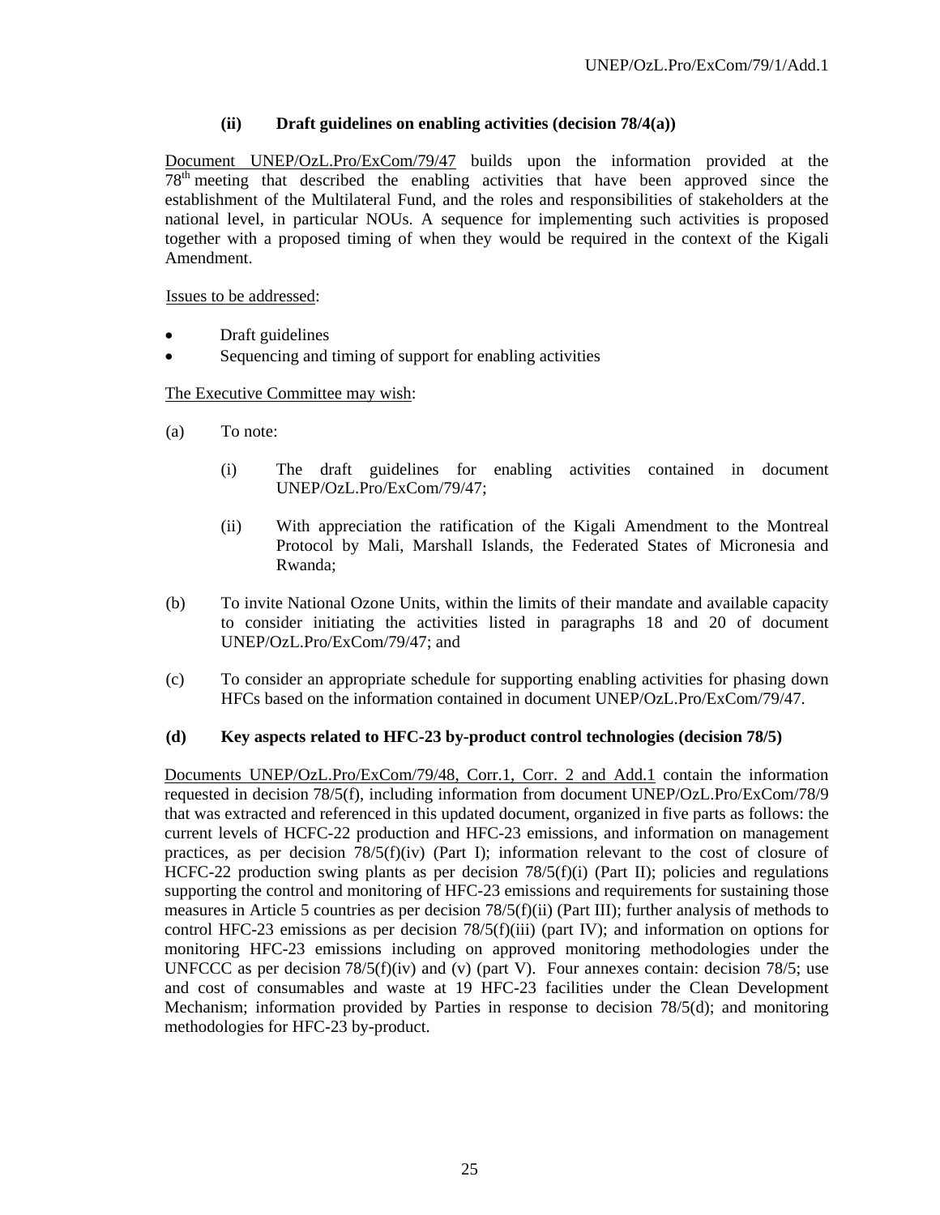#### (ii) Draft guidelines on enabling activities (decision 78/4(a))

Document UNEP/OzL.Pro/ExCom/79/47 builds upon the information provided at the 78[th] meeting that described the enabling activities that have been approved since the establishment of the Multilateral Fund, and the roles and responsibilities of stakeholders at the national level, in particular NOUs. A sequence for implementing such activities is proposed together with a proposed timing of when they would be required in the context of the Kigali Amendment.

Issues to be addressed:

- Draft guidelines
- Sequencing and timing of support for enabling activities

The Executive Committee may wish:

(a) To note:

 (i) The draft guidelines for enabling activities contained in document UNEP/OzL.Pro/ExCom/79/47;

 (ii) With appreciation the ratification of the Kigali Amendment to the Montreal Protocol by Mali, Marshall Islands, the Federated States of Micronesia and Rwanda;

(b) To invite National Ozone Units, within the limits of their mandate and available capacity to consider initiating the activities listed in paragraphs 18 and 20 of document UNEP/OzL.Pro/ExCom/79/47; and

(c) To consider an appropriate schedule for supporting enabling activities for phasing down HFCs based on the information contained in document UNEP/OzL.Pro/ExCom/79/47.

### (d) Key aspects related to HFC-23 by-product control technologies (decision 78/5)

Documents UNEP/OzL.Pro/ExCom/79/48, Corr.1, Corr. 2 and Add.1 contain the information requested in decision 78/5(f), including information from document UNEP/OzL.Pro/ExCom/78/9 that was extracted and referenced in this updated document, organized in five parts as follows: the current levels of HCFC-22 production and HFC-23 emissions, and information on management practices, as per decision 78/5(f)(iv) (Part I); information relevant to the cost of closure of HCFC-22 production swing plants as per decision 78/5(f)(i) (Part II); policies and regulations supporting the control and monitoring of HFC-23 emissions and requirements for sustaining those measures in Article 5 countries as per decision 78/5(f)(ii) (Part III); further analysis of methods to control HFC-23 emissions as per decision 78/5(f)(iii) (part IV); and information on options for monitoring HFC-23 emissions including on approved monitoring methodologies under the UNFCCC as per decision 78/5(f)(iv) and (v) (part V). Four annexes contain: decision 78/5; use and cost of consumables and waste at 19 HFC-23 facilities under the Clean Development Mechanism; information provided by Parties in response to decision 78/5(d); and monitoring methodologies for HFC-23 by-product.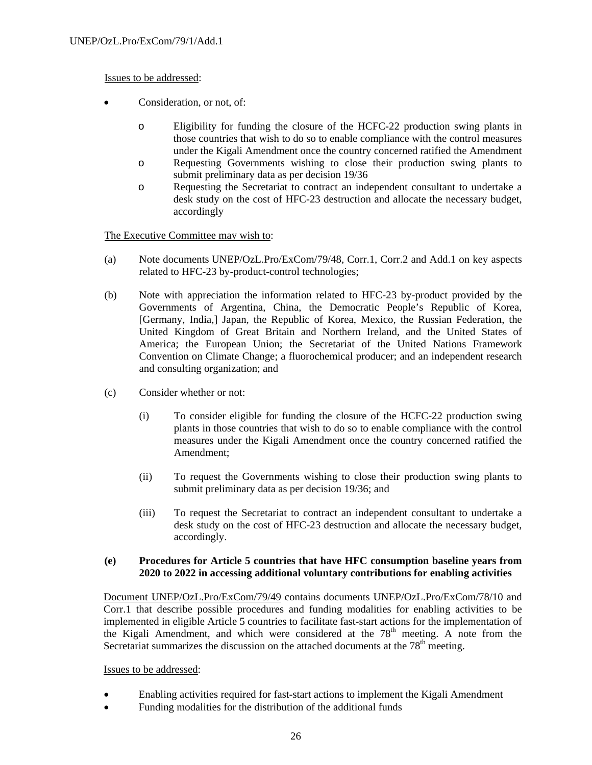Issues to be addressed:

- Consideration, or not, of:
  - o Eligibility for funding the closure of the HCFC-22 production swing plants in those countries that wish to do so to enable compliance with the control measures under the Kigali Amendment once the country concerned ratified the Amendment
  - o Requesting Governments wishing to close their production swing plants to submit preliminary data as per decision 19/36
  - o Requesting the Secretariat to contract an independent consultant to undertake a desk study on the cost of HFC-23 destruction and allocate the necessary budget, accordingly

The Executive Committee may wish to:

(a) Note documents UNEP/OzL.Pro/ExCom/79/48, Corr.1, Corr.2 and Add.1 on key aspects related to HFC-23 by-product-control technologies;

(b) Note with appreciation the information related to HFC-23 by-product provided by the Governments of Argentina, China, the Democratic People's Republic of Korea, [Germany, India,] Japan, the Republic of Korea, Mexico, the Russian Federation, the United Kingdom of Great Britain and Northern Ireland, and the United States of America; the European Union; the Secretariat of the United Nations Framework Convention on Climate Change; a fluorochemical producer; and an independent research and consulting organization; and

(c) Consider whether or not:

(i) To consider eligible for funding the closure of the HCFC-22 production swing plants in those countries that wish to do so to enable compliance with the control measures under the Kigali Amendment once the country concerned ratified the Amendment;

(ii) To request the Governments wishing to close their production swing plants to submit preliminary data as per decision 19/36; and

(iii) To request the Secretariat to contract an independent consultant to undertake a desk study on the cost of HFC-23 destruction and allocate the necessary budget, accordingly.

**(e) Procedures for Article 5 countries that have HFC consumption baseline years from 2020 to 2022 in accessing additional voluntary contributions for enabling activities**

Document UNEP/OzL.Pro/ExCom/79/49 contains documents UNEP/OzL.Pro/ExCom/78/10 and Corr.1 that describe possible procedures and funding modalities for enabling activities to be implemented in eligible Article 5 countries to facilitate fast-start actions for the implementation of the Kigali Amendment, and which were considered at the 78th meeting. A note from the Secretariat summarizes the discussion on the attached documents at the 78th meeting.

Issues to be addressed:

- Enabling activities required for fast-start actions to implement the Kigali Amendment
- Funding modalities for the distribution of the additional funds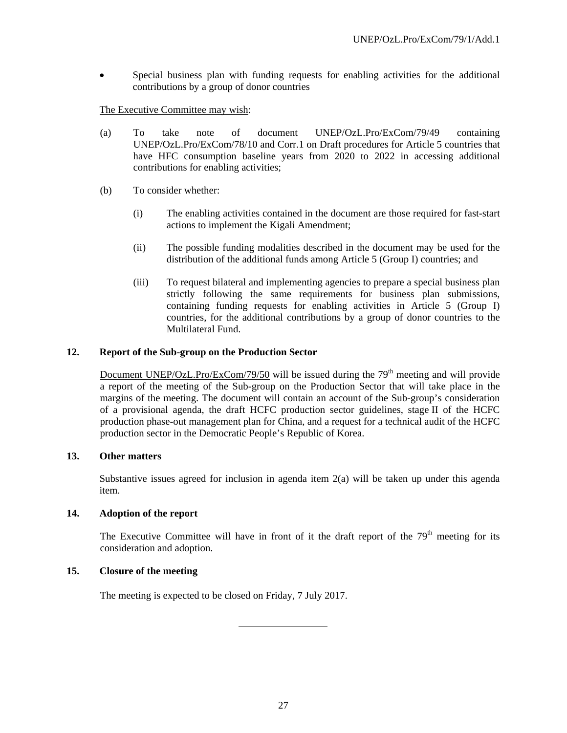- Special business plan with funding requests for enabling activities for the additional contributions by a group of donor countries

The Executive Committee may wish:

(a) To take note of document UNEP/OzL.Pro/ExCom/79/49 containing UNEP/OzL.Pro/ExCom/78/10 and Corr.1 on Draft procedures for Article 5 countries that have HFC consumption baseline years from 2020 to 2022 in accessing additional contributions for enabling activities;

(b) To consider whether:

(i) The enabling activities contained in the document are those required for fast-start actions to implement the Kigali Amendment;

(ii) The possible funding modalities described in the document may be used for the distribution of the additional funds among Article 5 (Group I) countries; and

(iii) To request bilateral and implementing agencies to prepare a special business plan strictly following the same requirements for business plan submissions, containing funding requests for enabling activities in Article 5 (Group I) countries, for the additional contributions by a group of donor countries to the Multilateral Fund.

**12. Report of the Sub-group on the Production Sector**

Document UNEP/OzL.Pro/ExCom/79/50 will be issued during the 79th meeting and will provide a report of the meeting of the Sub-group on the Production Sector that will take place in the margins of the meeting. The document will contain an account of the Sub-group's consideration of a provisional agenda, the draft HCFC production sector guidelines, stage II of the HCFC production phase-out management plan for China, and a request for a technical audit of the HCFC production sector in the Democratic People's Republic of Korea.

**13. Other matters**

Substantive issues agreed for inclusion in agenda item 2(a) will be taken up under this agenda item.

**14. Adoption of the report**

The Executive Committee will have in front of it the draft report of the 79th meeting for its consideration and adoption.

**15. Closure of the meeting**

The meeting is expected to be closed on Friday, 7 July 2017.